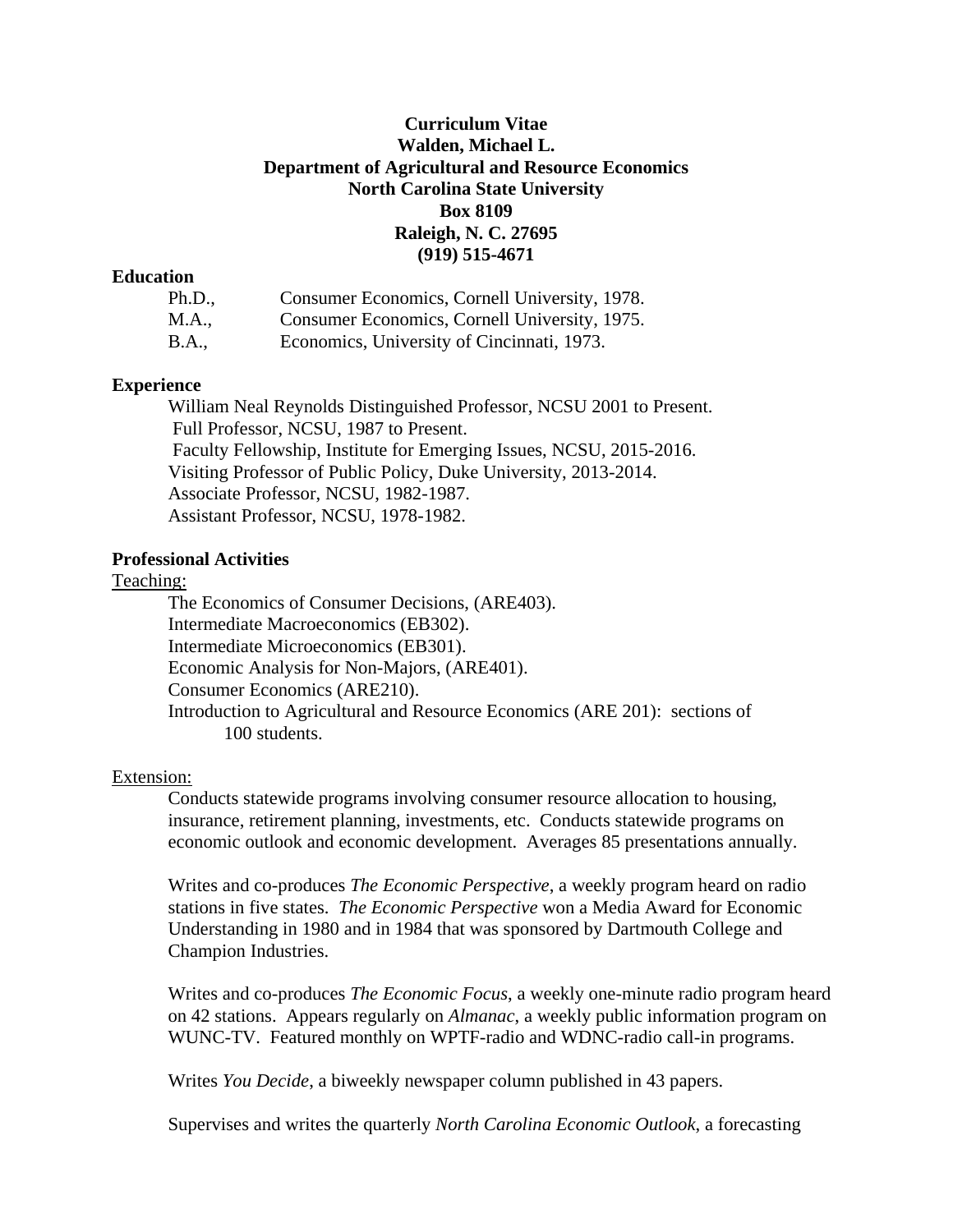# Curriculum Vitae
**Walden, Michael L.**
**Department of Agricultural and Resource Economics**
**North Carolina State University**
**Box 8109**
**Raleigh, N. C. 27695**
**(919) 515-4671**

## Education

Ph.D., Consumer Economics, Cornell University, 1978.
M.A., Consumer Economics, Cornell University, 1975.
B.A., Economics, University of Cincinnati, 1973.

## Experience

William Neal Reynolds Distinguished Professor, NCSU 2001 to Present.
Full Professor, NCSU, 1987 to Present.
Faculty Fellowship, Institute for Emerging Issues, NCSU, 2015-2016.
Visiting Professor of Public Policy, Duke University, 2013-2014.
Associate Professor, NCSU, 1982-1987.
Assistant Professor, NCSU, 1978-1982.

## Professional Activities

<u>Teaching:</u>

The Economics of Consumer Decisions, (ARE403).
Intermediate Macroeconomics (EB302).
Intermediate Microeconomics (EB301).
Economic Analysis for Non-Majors, (ARE401).
Consumer Economics (ARE210).
Introduction to Agricultural and Resource Economics (ARE 201): sections of 100 students.

<u>Extension:</u>

Conducts statewide programs involving consumer resource allocation to housing, insurance, retirement planning, investments, etc. Conducts statewide programs on economic outlook and economic development. Averages 85 presentations annually.

Writes and co-produces *The Economic Perspective*, a weekly program heard on radio stations in five states. *The Economic Perspective* won a Media Award for Economic Understanding in 1980 and in 1984 that was sponsored by Dartmouth College and Champion Industries.

Writes and co-produces *The Economic Focus*, a weekly one-minute radio program heard on 42 stations. Appears regularly on *Almanac*, a weekly public information program on WUNC-TV. Featured monthly on WPTF-radio and WDNC-radio call-in programs.

Writes *You Decide*, a biweekly newspaper column published in 43 papers.

Supervises and writes the quarterly *North Carolina Economic Outlook*, a forecasting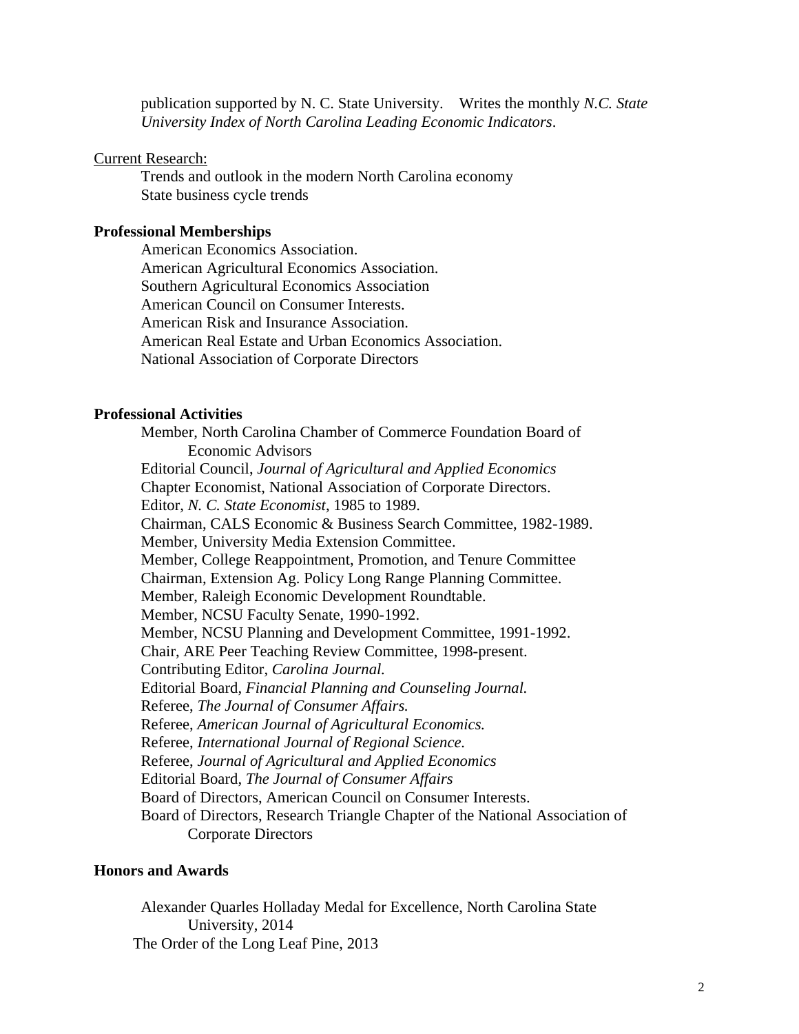publication supported by N. C. State University. Writes the monthly *N.C. State University Index of North Carolina Leading Economic Indicators*.

Current Research:

Trends and outlook in the modern North Carolina economy
State business cycle trends

**Professional Memberships**

American Economics Association.
American Agricultural Economics Association.
Southern Agricultural Economics Association
American Council on Consumer Interests.
American Risk and Insurance Association.
American Real Estate and Urban Economics Association.
National Association of Corporate Directors

**Professional Activities**

Member, North Carolina Chamber of Commerce Foundation Board of Economic Advisors
Editorial Council, *Journal of Agricultural and Applied Economics*
Chapter Economist, National Association of Corporate Directors.
Editor, *N. C. State Economist*, 1985 to 1989.
Chairman, CALS Economic & Business Search Committee, 1982-1989.
Member, University Media Extension Committee.
Member, College Reappointment, Promotion, and Tenure Committee
Chairman, Extension Ag. Policy Long Range Planning Committee.
Member, Raleigh Economic Development Roundtable.
Member, NCSU Faculty Senate, 1990-1992.
Member, NCSU Planning and Development Committee, 1991-1992.
Chair, ARE Peer Teaching Review Committee, 1998-present.
Contributing Editor, *Carolina Journal.*
Editorial Board, *Financial Planning and Counseling Journal.*
Referee, *The Journal of Consumer Affairs.*
Referee, *American Journal of Agricultural Economics.*
Referee, *International Journal of Regional Science.*
Referee, *Journal of Agricultural and Applied Economics*
Editorial Board, *The Journal of Consumer Affairs*
Board of Directors, American Council on Consumer Interests.
Board of Directors, Research Triangle Chapter of the National Association of Corporate Directors

**Honors and Awards**

Alexander Quarles Holladay Medal for Excellence, North Carolina State University, 2014
The Order of the Long Leaf Pine, 2013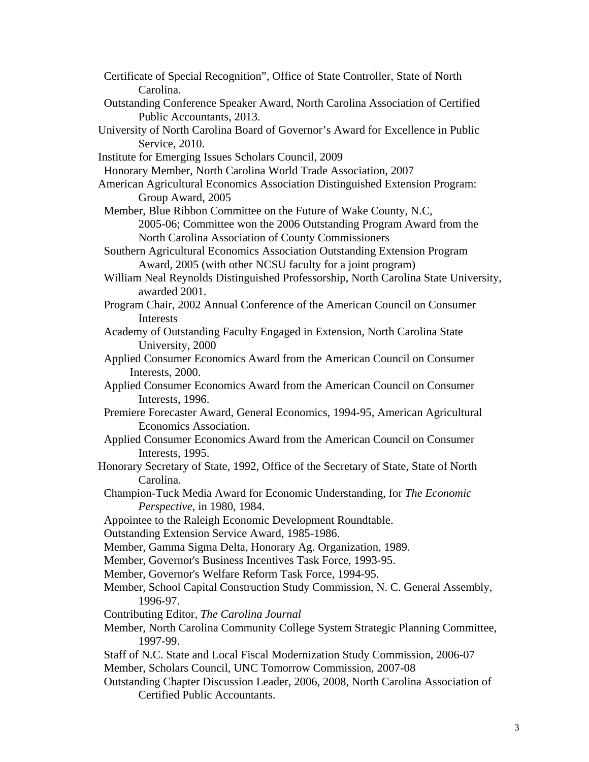Certificate of Special Recognition", Office of State Controller, State of North Carolina.

Outstanding Conference Speaker Award, North Carolina Association of Certified Public Accountants, 2013.

University of North Carolina Board of Governor's Award for Excellence in Public Service, 2010.

Institute for Emerging Issues Scholars Council, 2009

Honorary Member, North Carolina World Trade Association, 2007

American Agricultural Economics Association Distinguished Extension Program: Group Award, 2005

Member, Blue Ribbon Committee on the Future of Wake County, N.C, 2005-06; Committee won the 2006 Outstanding Program Award from the North Carolina Association of County Commissioners

Southern Agricultural Economics Association Outstanding Extension Program Award, 2005 (with other NCSU faculty for a joint program)

William Neal Reynolds Distinguished Professorship, North Carolina State University, awarded 2001.

Program Chair, 2002 Annual Conference of the American Council on Consumer Interests

Academy of Outstanding Faculty Engaged in Extension, North Carolina State University, 2000

Applied Consumer Economics Award from the American Council on Consumer Interests, 2000.

Applied Consumer Economics Award from the American Council on Consumer Interests, 1996.

Premiere Forecaster Award, General Economics, 1994-95, American Agricultural Economics Association.

Applied Consumer Economics Award from the American Council on Consumer Interests, 1995.

Honorary Secretary of State, 1992, Office of the Secretary of State, State of North Carolina.

Champion-Tuck Media Award for Economic Understanding, for *The Economic Perspective*, in 1980, 1984.

Appointee to the Raleigh Economic Development Roundtable.

Outstanding Extension Service Award, 1985-1986.

Member, Gamma Sigma Delta, Honorary Ag. Organization, 1989.

Member, Governor's Business Incentives Task Force, 1993-95.

Member, Governor's Welfare Reform Task Force, 1994-95.

Member, School Capital Construction Study Commission, N. C. General Assembly, 1996-97.

Contributing Editor, *The Carolina Journal*

Member, North Carolina Community College System Strategic Planning Committee, 1997-99.

Staff of N.C. State and Local Fiscal Modernization Study Commission, 2006-07

Member, Scholars Council, UNC Tomorrow Commission, 2007-08

Outstanding Chapter Discussion Leader, 2006, 2008, North Carolina Association of Certified Public Accountants.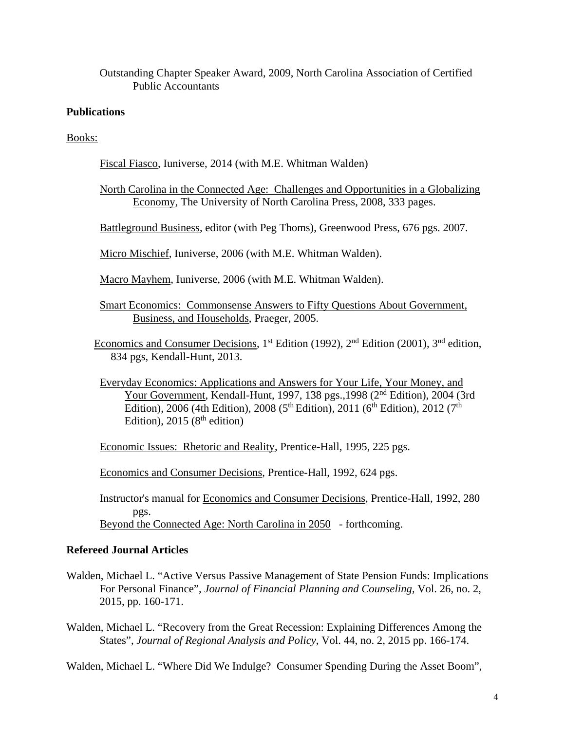Outstanding Chapter Speaker Award, 2009, North Carolina Association of Certified Public Accountants

## Publications

Books:

Fiscal Fiasco, Iuniverse, 2014 (with M.E. Whitman Walden)

North Carolina in the Connected Age: Challenges and Opportunities in a Globalizing Economy, The University of North Carolina Press, 2008, 333 pages.

Battleground Business, editor (with Peg Thoms), Greenwood Press, 676 pgs. 2007.

Micro Mischief, Iuniverse, 2006 (with M.E. Whitman Walden).

Macro Mayhem, Iuniverse, 2006 (with M.E. Whitman Walden).

Smart Economics: Commonsense Answers to Fifty Questions About Government, Business, and Households, Praeger, 2005.

Economics and Consumer Decisions, 1st Edition (1992), 2nd Edition (2001), 3rd edition, 834 pgs, Kendall-Hunt, 2013.

Everyday Economics: Applications and Answers for Your Life, Your Money, and Your Government, Kendall-Hunt, 1997, 138 pgs.,1998 (2nd Edition), 2004 (3rd Edition), 2006 (4th Edition), 2008 (5th Edition), 2011 (6th Edition), 2012 (7th Edition), 2015 (8th edition)

Economic Issues: Rhetoric and Reality, Prentice-Hall, 1995, 225 pgs.

Economics and Consumer Decisions, Prentice-Hall, 1992, 624 pgs.

Instructor's manual for Economics and Consumer Decisions, Prentice-Hall, 1992, 280 pgs.

Beyond the Connected Age: North Carolina in 2050 - forthcoming.

## Refereed Journal Articles

Walden, Michael L. "Active Versus Passive Management of State Pension Funds: Implications For Personal Finance", *Journal of Financial Planning and Counseling*, Vol. 26, no. 2, 2015, pp. 160-171.

Walden, Michael L. "Recovery from the Great Recession: Explaining Differences Among the States", *Journal of Regional Analysis and Policy*, Vol. 44, no. 2, 2015 pp. 166-174.

Walden, Michael L. "Where Did We Indulge? Consumer Spending During the Asset Boom",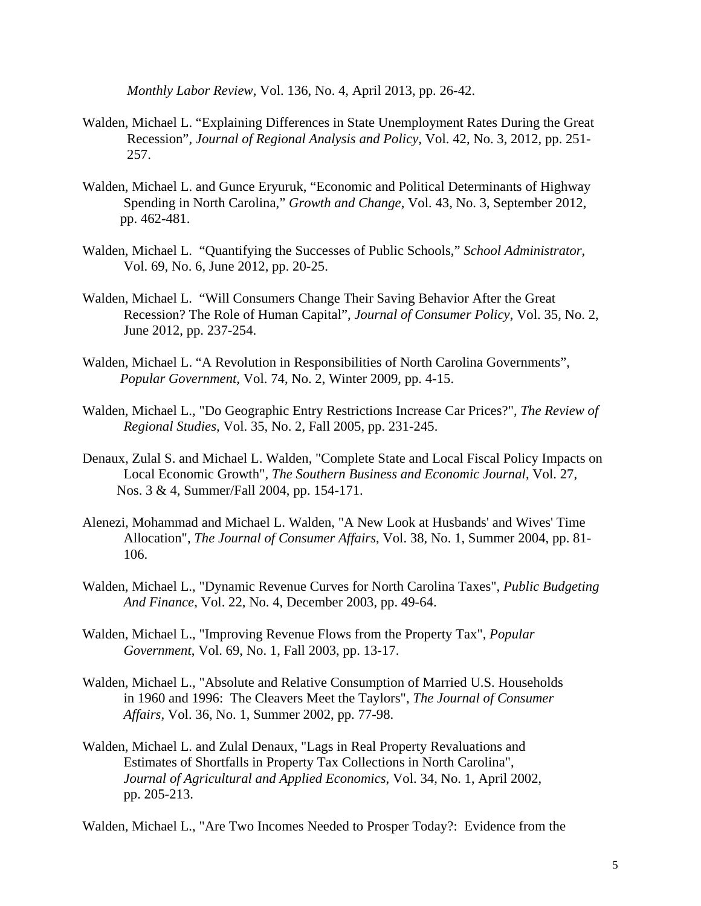*Monthly Labor Review*, Vol. 136, No. 4, April 2013, pp. 26-42.

Walden, Michael L. "Explaining Differences in State Unemployment Rates During the Great Recession", *Journal of Regional Analysis and Policy*, Vol. 42, No. 3, 2012, pp. 251-257.

Walden, Michael L. and Gunce Eryuruk, "Economic and Political Determinants of Highway Spending in North Carolina," *Growth and Change*, Vol. 43, No. 3, September 2012, pp. 462-481.

Walden, Michael L. "Quantifying the Successes of Public Schools," *School Administrator*, Vol. 69, No. 6, June 2012, pp. 20-25.

Walden, Michael L. "Will Consumers Change Their Saving Behavior After the Great Recession? The Role of Human Capital", *Journal of Consumer Policy*, Vol. 35, No. 2, June 2012, pp. 237-254.

Walden, Michael L. "A Revolution in Responsibilities of North Carolina Governments", *Popular Government*, Vol. 74, No. 2, Winter 2009, pp. 4-15.

Walden, Michael L., "Do Geographic Entry Restrictions Increase Car Prices?", *The Review of Regional Studies*, Vol. 35, No. 2, Fall 2005, pp. 231-245.

Denaux, Zulal S. and Michael L. Walden, "Complete State and Local Fiscal Policy Impacts on Local Economic Growth", *The Southern Business and Economic Journal*, Vol. 27, Nos. 3 & 4, Summer/Fall 2004, pp. 154-171.

Alenezi, Mohammad and Michael L. Walden, "A New Look at Husbands' and Wives' Time Allocation", *The Journal of Consumer Affairs*, Vol. 38, No. 1, Summer 2004, pp. 81-106.

Walden, Michael L., "Dynamic Revenue Curves for North Carolina Taxes", *Public Budgeting And Finance*, Vol. 22, No. 4, December 2003, pp. 49-64.

Walden, Michael L., "Improving Revenue Flows from the Property Tax", *Popular Government*, Vol. 69, No. 1, Fall 2003, pp. 13-17.

Walden, Michael L., "Absolute and Relative Consumption of Married U.S. Households in 1960 and 1996: The Cleavers Meet the Taylors", *The Journal of Consumer Affairs*, Vol. 36, No. 1, Summer 2002, pp. 77-98.

Walden, Michael L. and Zulal Denaux, "Lags in Real Property Revaluations and Estimates of Shortfalls in Property Tax Collections in North Carolina", *Journal of Agricultural and Applied Economics*, Vol. 34, No. 1, April 2002, pp. 205-213.

Walden, Michael L., "Are Two Incomes Needed to Prosper Today?: Evidence from the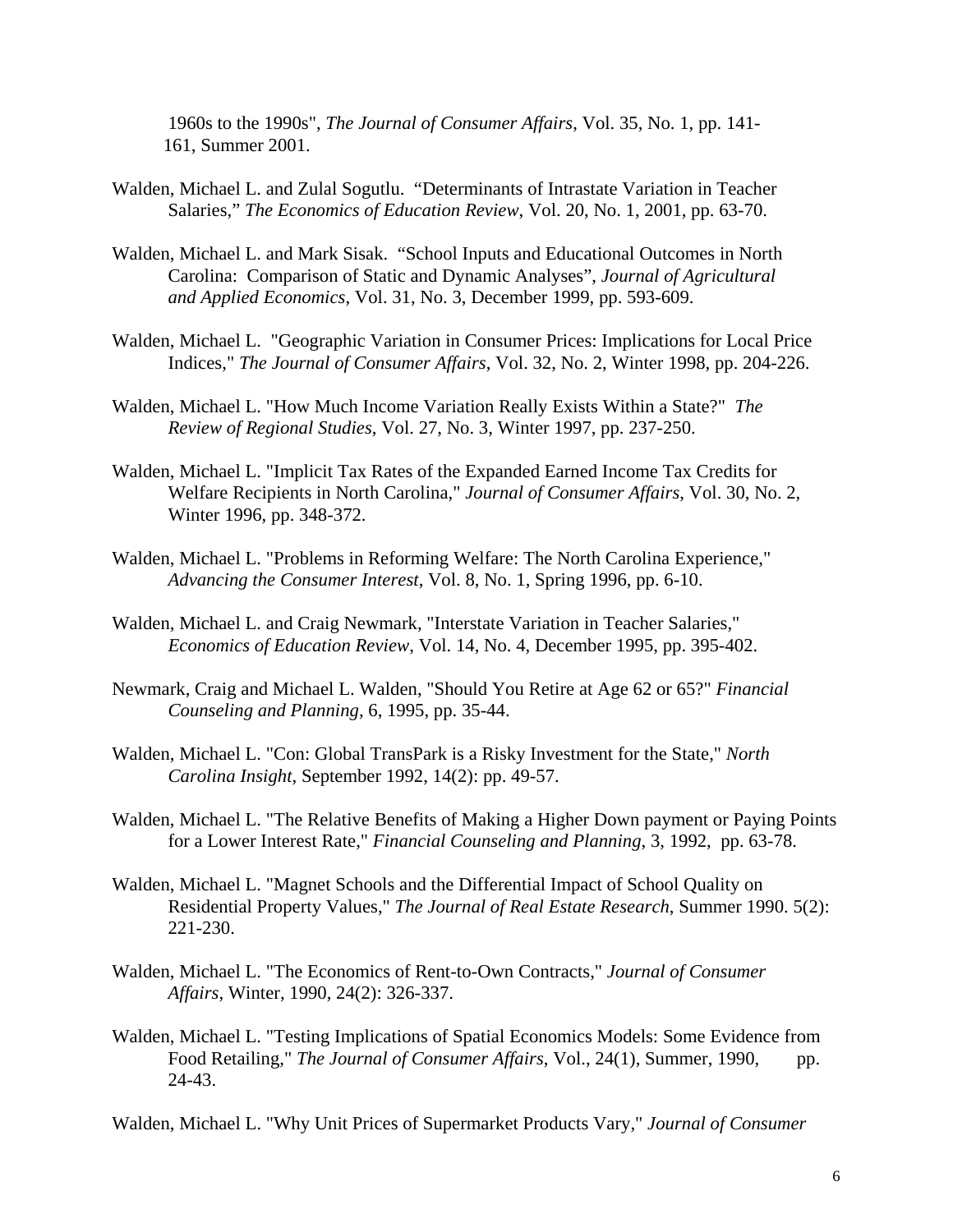1960s to the 1990s", *The Journal of Consumer Affairs*, Vol. 35, No. 1, pp. 141-161, Summer 2001.

Walden, Michael L. and Zulal Sogutlu. "Determinants of Intrastate Variation in Teacher Salaries," *The Economics of Education Review*, Vol. 20, No. 1, 2001, pp. 63-70.

Walden, Michael L. and Mark Sisak. "School Inputs and Educational Outcomes in North Carolina: Comparison of Static and Dynamic Analyses", *Journal of Agricultural and Applied Economics*, Vol. 31, No. 3, December 1999, pp. 593-609.

Walden, Michael L. "Geographic Variation in Consumer Prices: Implications for Local Price Indices," *The Journal of Consumer Affairs*, Vol. 32, No. 2, Winter 1998, pp. 204-226.

Walden, Michael L. "How Much Income Variation Really Exists Within a State?" *The Review of Regional Studies*, Vol. 27, No. 3, Winter 1997, pp. 237-250.

Walden, Michael L. "Implicit Tax Rates of the Expanded Earned Income Tax Credits for Welfare Recipients in North Carolina," *Journal of Consumer Affairs*, Vol. 30, No. 2, Winter 1996, pp. 348-372.

Walden, Michael L. "Problems in Reforming Welfare: The North Carolina Experience," *Advancing the Consumer Interest*, Vol. 8, No. 1, Spring 1996, pp. 6-10.

Walden, Michael L. and Craig Newmark, "Interstate Variation in Teacher Salaries," *Economics of Education Review*, Vol. 14, No. 4, December 1995, pp. 395-402.

Newmark, Craig and Michael L. Walden, "Should You Retire at Age 62 or 65?" *Financial Counseling and Planning*, 6, 1995, pp. 35-44.

Walden, Michael L. "Con: Global TransPark is a Risky Investment for the State," *North Carolina Insight*, September 1992, 14(2): pp. 49-57.

Walden, Michael L. "The Relative Benefits of Making a Higher Down payment or Paying Points for a Lower Interest Rate," *Financial Counseling and Planning*, 3, 1992, pp. 63-78.

Walden, Michael L. "Magnet Schools and the Differential Impact of School Quality on Residential Property Values," *The Journal of Real Estate Research*, Summer 1990. 5(2): 221-230.

Walden, Michael L. "The Economics of Rent-to-Own Contracts," *Journal of Consumer Affairs*, Winter, 1990, 24(2): 326-337.

Walden, Michael L. "Testing Implications of Spatial Economics Models: Some Evidence from Food Retailing," *The Journal of Consumer Affairs*, Vol., 24(1), Summer, 1990, pp. 24-43.

Walden, Michael L. "Why Unit Prices of Supermarket Products Vary," *Journal of Consumer*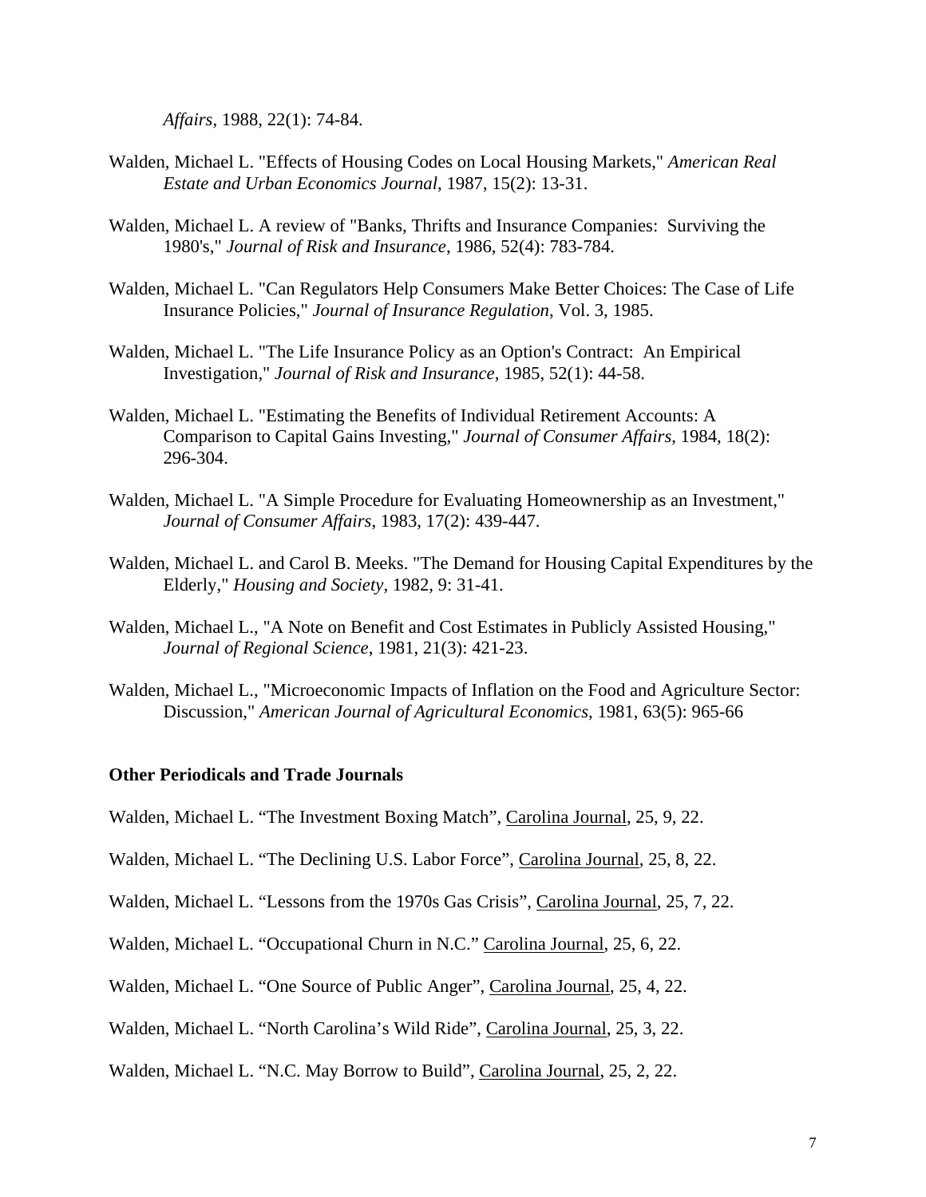*Affairs*, 1988, 22(1): 74-84.

Walden, Michael L. "Effects of Housing Codes on Local Housing Markets," *American Real Estate and Urban Economics Journal*, 1987, 15(2): 13-31.

Walden, Michael L. A review of "Banks, Thrifts and Insurance Companies: Surviving the 1980's," *Journal of Risk and Insurance*, 1986, 52(4): 783-784.

Walden, Michael L. "Can Regulators Help Consumers Make Better Choices: The Case of Life Insurance Policies," *Journal of Insurance Regulation*, Vol. 3, 1985.

Walden, Michael L. "The Life Insurance Policy as an Option's Contract: An Empirical Investigation," *Journal of Risk and Insurance*, 1985, 52(1): 44-58.

Walden, Michael L. "Estimating the Benefits of Individual Retirement Accounts: A Comparison to Capital Gains Investing," *Journal of Consumer Affairs*, 1984, 18(2): 296-304.

Walden, Michael L. "A Simple Procedure for Evaluating Homeownership as an Investment," *Journal of Consumer Affairs*, 1983, 17(2): 439-447.

Walden, Michael L. and Carol B. Meeks. "The Demand for Housing Capital Expenditures by the Elderly," *Housing and Society*, 1982, 9: 31-41.

Walden, Michael L., "A Note on Benefit and Cost Estimates in Publicly Assisted Housing," *Journal of Regional Science*, 1981, 21(3): 421-23.

Walden, Michael L., "Microeconomic Impacts of Inflation on the Food and Agriculture Sector: Discussion," *American Journal of Agricultural Economics*, 1981, 63(5): 965-66

**Other Periodicals and Trade Journals**

Walden, Michael L. "The Investment Boxing Match", Carolina Journal, 25, 9, 22.

Walden, Michael L. "The Declining U.S. Labor Force", Carolina Journal, 25, 8, 22.

Walden, Michael L. "Lessons from the 1970s Gas Crisis", Carolina Journal, 25, 7, 22.

Walden, Michael L. "Occupational Churn in N.C." Carolina Journal, 25, 6, 22.

Walden, Michael L. "One Source of Public Anger", Carolina Journal, 25, 4, 22.

Walden, Michael L. "North Carolina's Wild Ride", Carolina Journal, 25, 3, 22.

Walden, Michael L. "N.C. May Borrow to Build", Carolina Journal, 25, 2, 22.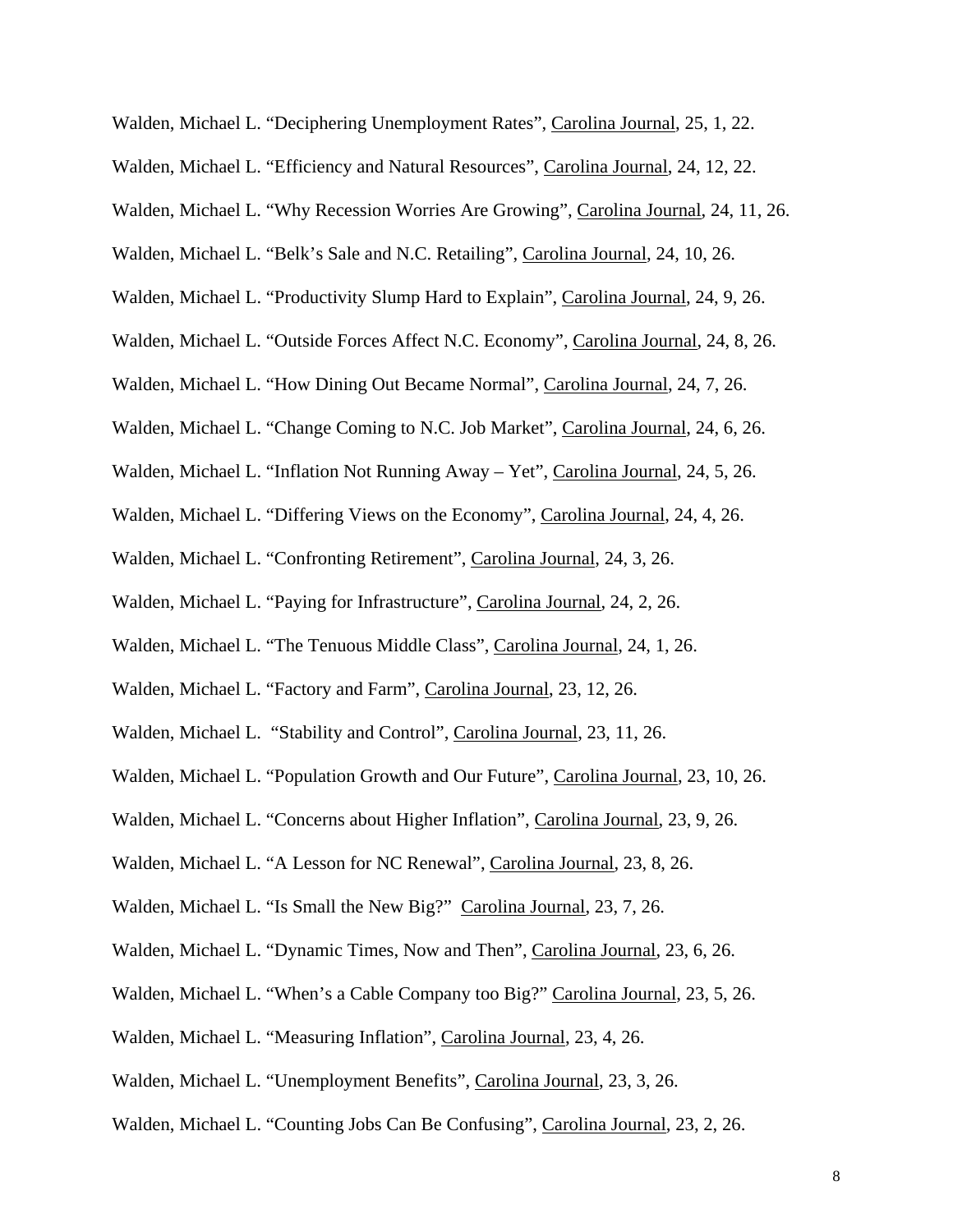Walden, Michael L. “Deciphering Unemployment Rates”, Carolina Journal, 25, 1, 22.

Walden, Michael L. “Efficiency and Natural Resources”, Carolina Journal, 24, 12, 22.

Walden, Michael L. “Why Recession Worries Are Growing”, Carolina Journal, 24, 11, 26.

Walden, Michael L. “Belk’s Sale and N.C. Retailing”, Carolina Journal, 24, 10, 26.

Walden, Michael L. “Productivity Slump Hard to Explain”, Carolina Journal, 24, 9, 26.

Walden, Michael L. “Outside Forces Affect N.C. Economy”, Carolina Journal, 24, 8, 26.

Walden, Michael L. “How Dining Out Became Normal”, Carolina Journal, 24, 7, 26.

Walden, Michael L. “Change Coming to N.C. Job Market”, Carolina Journal, 24, 6, 26.

Walden, Michael L. “Inflation Not Running Away – Yet”, Carolina Journal, 24, 5, 26.

Walden, Michael L. “Differing Views on the Economy”, Carolina Journal, 24, 4, 26.

Walden, Michael L. “Confronting Retirement”, Carolina Journal, 24, 3, 26.

Walden, Michael L. “Paying for Infrastructure”, Carolina Journal, 24, 2, 26.

Walden, Michael L. “The Tenuous Middle Class”, Carolina Journal, 24, 1, 26.

Walden, Michael L. “Factory and Farm”, Carolina Journal, 23, 12, 26.

Walden, Michael L. “Stability and Control”, Carolina Journal, 23, 11, 26.

Walden, Michael L. “Population Growth and Our Future”, Carolina Journal, 23, 10, 26.

Walden, Michael L. “Concerns about Higher Inflation”, Carolina Journal, 23, 9, 26.

Walden, Michael L. “A Lesson for NC Renewal”, Carolina Journal, 23, 8, 26.

Walden, Michael L. “Is Small the New Big?” Carolina Journal, 23, 7, 26.

Walden, Michael L. “Dynamic Times, Now and Then”, Carolina Journal, 23, 6, 26.

Walden, Michael L. “When’s a Cable Company too Big?” Carolina Journal, 23, 5, 26.

Walden, Michael L. “Measuring Inflation”, Carolina Journal, 23, 4, 26.

Walden, Michael L. “Unemployment Benefits”, Carolina Journal, 23, 3, 26.

Walden, Michael L. “Counting Jobs Can Be Confusing”, Carolina Journal, 23, 2, 26.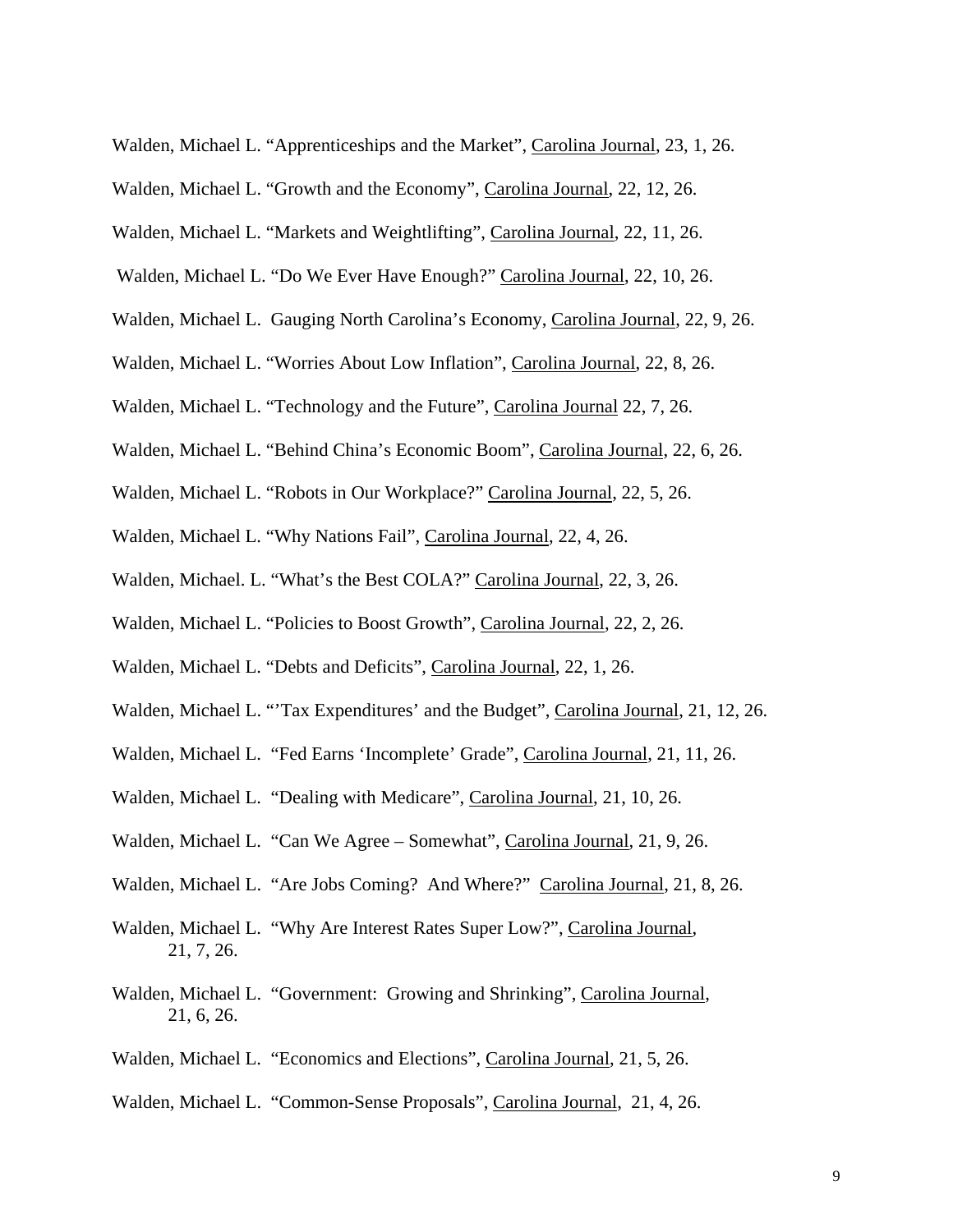Walden, Michael L. "Apprenticeships and the Market", <u>Carolina Journal</u>, 23, 1, 26.

Walden, Michael L. "Growth and the Economy", <u>Carolina Journal</u>, 22, 12, 26.

Walden, Michael L. "Markets and Weightlifting", <u>Carolina Journal</u>, 22, 11, 26.

Walden, Michael L. "Do We Ever Have Enough?" <u>Carolina Journal</u>, 22, 10, 26.

Walden, Michael L. Gauging North Carolina's Economy, <u>Carolina Journal</u>, 22, 9, 26.

Walden, Michael L. "Worries About Low Inflation", <u>Carolina Journal</u>, 22, 8, 26.

Walden, Michael L. "Technology and the Future", <u>Carolina Journal</u> 22, 7, 26.

Walden, Michael L. "Behind China's Economic Boom", <u>Carolina Journal</u>, 22, 6, 26.

Walden, Michael L. "Robots in Our Workplace?" <u>Carolina Journal</u>, 22, 5, 26.

Walden, Michael L. "Why Nations Fail", <u>Carolina Journal</u>, 22, 4, 26.

Walden, Michael. L. "What's the Best COLA?" <u>Carolina Journal</u>, 22, 3, 26.

Walden, Michael L. "Policies to Boost Growth", <u>Carolina Journal</u>, 22, 2, 26.

Walden, Michael L. "Debts and Deficits", <u>Carolina Journal</u>, 22, 1, 26.

Walden, Michael L. "'Tax Expenditures' and the Budget", <u>Carolina Journal</u>, 21, 12, 26.

Walden, Michael L. "Fed Earns 'Incomplete' Grade", <u>Carolina Journal</u>, 21, 11, 26.

Walden, Michael L. "Dealing with Medicare", <u>Carolina Journal</u>, 21, 10, 26.

Walden, Michael L. "Can We Agree – Somewhat", <u>Carolina Journal</u>, 21, 9, 26.

Walden, Michael L. "Are Jobs Coming? And Where?" <u>Carolina Journal</u>, 21, 8, 26.

Walden, Michael L. "Why Are Interest Rates Super Low?", <u>Carolina Journal</u>, 21, 7, 26.

Walden, Michael L. "Government: Growing and Shrinking", <u>Carolina Journal</u>, 21, 6, 26.

Walden, Michael L. "Economics and Elections", <u>Carolina Journal</u>, 21, 5, 26.

Walden, Michael L. "Common-Sense Proposals", <u>Carolina Journal</u>, 21, 4, 26.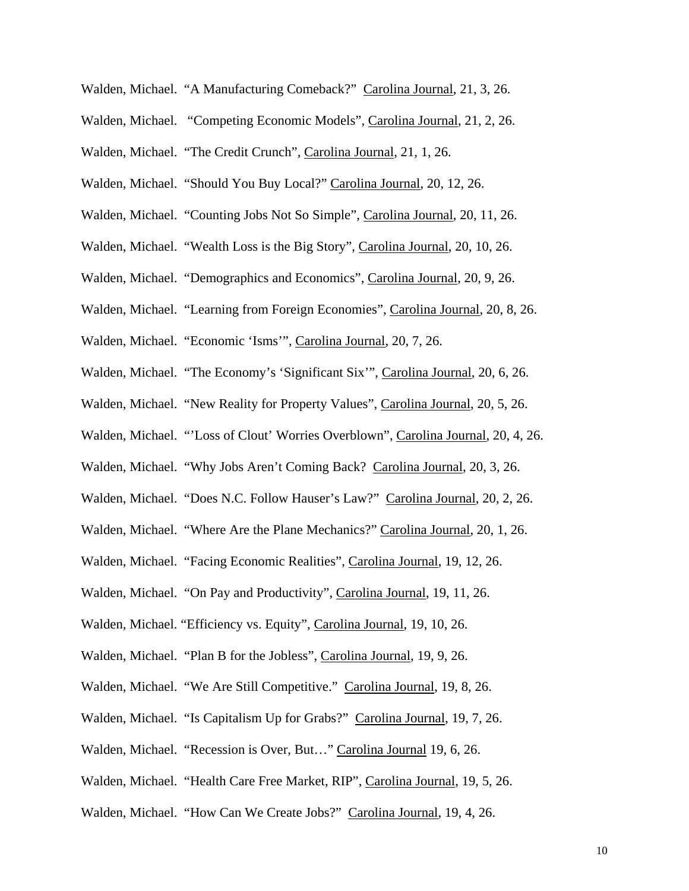Walden, Michael. "A Manufacturing Comeback?" Carolina Journal, 21, 3, 26.

Walden, Michael. "Competing Economic Models", Carolina Journal, 21, 2, 26.

Walden, Michael. "The Credit Crunch", Carolina Journal, 21, 1, 26.

Walden, Michael. "Should You Buy Local?" Carolina Journal, 20, 12, 26.

Walden, Michael. "Counting Jobs Not So Simple", Carolina Journal, 20, 11, 26.

Walden, Michael. "Wealth Loss is the Big Story", Carolina Journal, 20, 10, 26.

Walden, Michael. "Demographics and Economics", Carolina Journal, 20, 9, 26.

Walden, Michael. "Learning from Foreign Economies", Carolina Journal, 20, 8, 26.

Walden, Michael. "Economic 'Isms'", Carolina Journal, 20, 7, 26.

Walden, Michael. "The Economy's 'Significant Six'", Carolina Journal, 20, 6, 26.

Walden, Michael. "New Reality for Property Values", Carolina Journal, 20, 5, 26.

Walden, Michael. "'Loss of Clout' Worries Overblown", Carolina Journal, 20, 4, 26.

Walden, Michael. "Why Jobs Aren't Coming Back? Carolina Journal, 20, 3, 26.

Walden, Michael. "Does N.C. Follow Hauser's Law?" Carolina Journal, 20, 2, 26.

Walden, Michael. "Where Are the Plane Mechanics?" Carolina Journal, 20, 1, 26.

Walden, Michael. "Facing Economic Realities", Carolina Journal, 19, 12, 26.

Walden, Michael. "On Pay and Productivity", Carolina Journal, 19, 11, 26.

Walden, Michael. "Efficiency vs. Equity", Carolina Journal, 19, 10, 26.

Walden, Michael. "Plan B for the Jobless", Carolina Journal, 19, 9, 26.

Walden, Michael. "We Are Still Competitive." Carolina Journal, 19, 8, 26.

Walden, Michael. "Is Capitalism Up for Grabs?" Carolina Journal, 19, 7, 26.

Walden, Michael. "Recession is Over, But…" Carolina Journal 19, 6, 26.

Walden, Michael. "Health Care Free Market, RIP", Carolina Journal, 19, 5, 26.

Walden, Michael. "How Can We Create Jobs?" Carolina Journal, 19, 4, 26.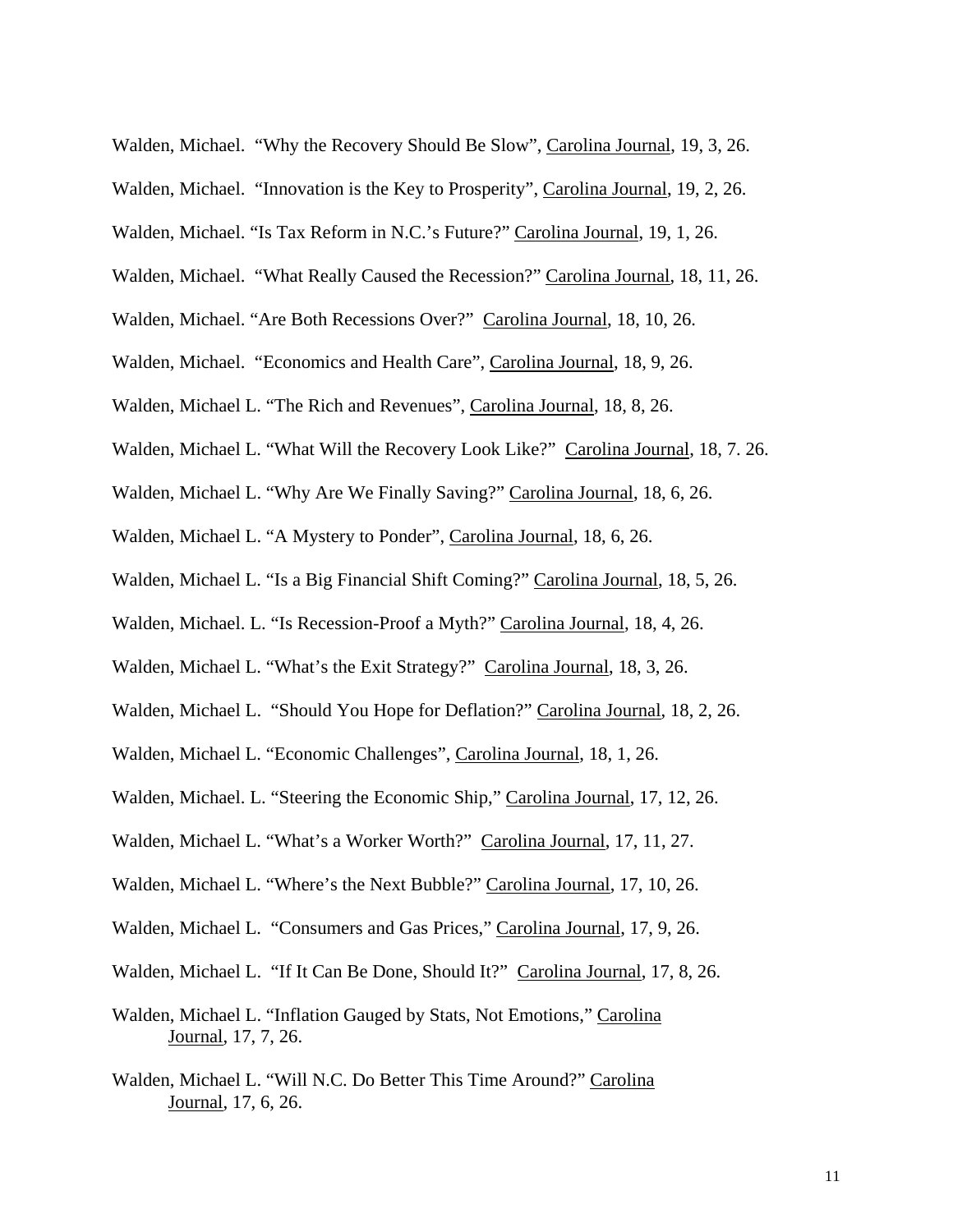Walden, Michael. "Why the Recovery Should Be Slow", Carolina Journal, 19, 3, 26.

Walden, Michael. "Innovation is the Key to Prosperity", Carolina Journal, 19, 2, 26.

Walden, Michael. "Is Tax Reform in N.C.'s Future?" Carolina Journal, 19, 1, 26.

Walden, Michael. "What Really Caused the Recession?" Carolina Journal, 18, 11, 26.

Walden, Michael. "Are Both Recessions Over?" Carolina Journal, 18, 10, 26.

Walden, Michael. "Economics and Health Care", Carolina Journal, 18, 9, 26.

Walden, Michael L. "The Rich and Revenues", Carolina Journal, 18, 8, 26.

Walden, Michael L. "What Will the Recovery Look Like?" Carolina Journal, 18, 7. 26.

Walden, Michael L. "Why Are We Finally Saving?" Carolina Journal, 18, 6, 26.

Walden, Michael L. "A Mystery to Ponder", Carolina Journal, 18, 6, 26.

Walden, Michael L. "Is a Big Financial Shift Coming?" Carolina Journal, 18, 5, 26.

Walden, Michael. L. "Is Recession-Proof a Myth?" Carolina Journal, 18, 4, 26.

Walden, Michael L. "What's the Exit Strategy?" Carolina Journal, 18, 3, 26.

Walden, Michael L. "Should You Hope for Deflation?" Carolina Journal, 18, 2, 26.

Walden, Michael L. "Economic Challenges", Carolina Journal, 18, 1, 26.

Walden, Michael. L. "Steering the Economic Ship," Carolina Journal, 17, 12, 26.

Walden, Michael L. "What's a Worker Worth?" Carolina Journal, 17, 11, 27.

Walden, Michael L. "Where's the Next Bubble?" Carolina Journal, 17, 10, 26.

Walden, Michael L. "Consumers and Gas Prices," Carolina Journal, 17, 9, 26.

Walden, Michael L. "If It Can Be Done, Should It?" Carolina Journal, 17, 8, 26.

Walden, Michael L. "Inflation Gauged by Stats, Not Emotions," Carolina Journal, 17, 7, 26.

Walden, Michael L. "Will N.C. Do Better This Time Around?" Carolina Journal, 17, 6, 26.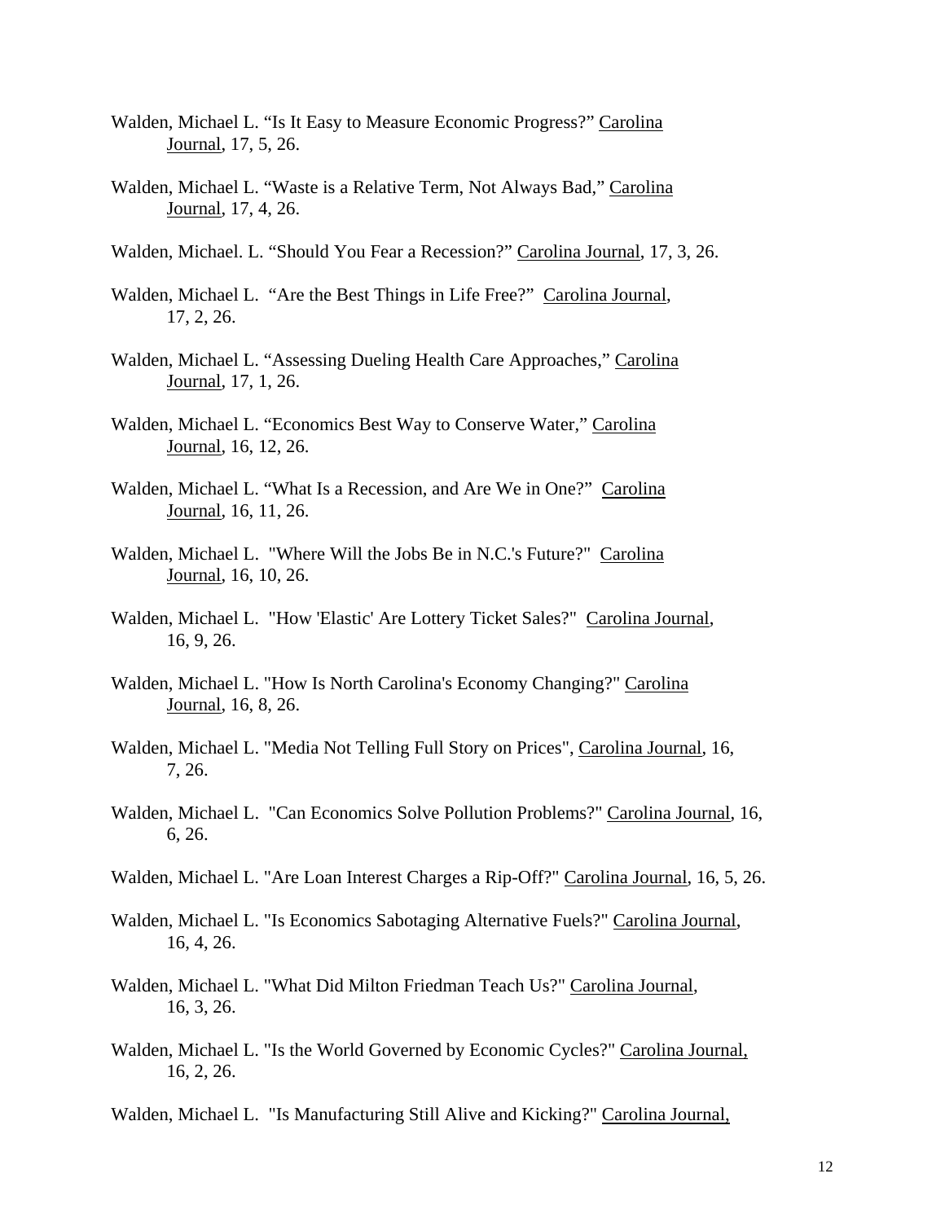Walden, Michael L. “Is It Easy to Measure Economic Progress?” Carolina Journal, 17, 5, 26.

Walden, Michael L. “Waste is a Relative Term, Not Always Bad,” Carolina Journal, 17, 4, 26.

Walden, Michael. L. “Should You Fear a Recession?” Carolina Journal, 17, 3, 26.

Walden, Michael L. “Are the Best Things in Life Free?” Carolina Journal, 17, 2, 26.

Walden, Michael L. “Assessing Dueling Health Care Approaches,” Carolina Journal, 17, 1, 26.

Walden, Michael L. “Economics Best Way to Conserve Water,” Carolina Journal, 16, 12, 26.

Walden, Michael L. “What Is a Recession, and Are We in One?” Carolina Journal, 16, 11, 26.

Walden, Michael L. "Where Will the Jobs Be in N.C.'s Future?" Carolina Journal, 16, 10, 26.

Walden, Michael L. "How 'Elastic' Are Lottery Ticket Sales?" Carolina Journal, 16, 9, 26.

Walden, Michael L. "How Is North Carolina's Economy Changing?" Carolina Journal, 16, 8, 26.

Walden, Michael L. "Media Not Telling Full Story on Prices", Carolina Journal, 16, 7, 26.

Walden, Michael L. "Can Economics Solve Pollution Problems?" Carolina Journal, 16, 6, 26.

Walden, Michael L. "Are Loan Interest Charges a Rip-Off?" Carolina Journal, 16, 5, 26.

Walden, Michael L. "Is Economics Sabotaging Alternative Fuels?" Carolina Journal, 16, 4, 26.

Walden, Michael L. "What Did Milton Friedman Teach Us?" Carolina Journal, 16, 3, 26.

Walden, Michael L. "Is the World Governed by Economic Cycles?" Carolina Journal, 16, 2, 26.

Walden, Michael L. "Is Manufacturing Still Alive and Kicking?" Carolina Journal,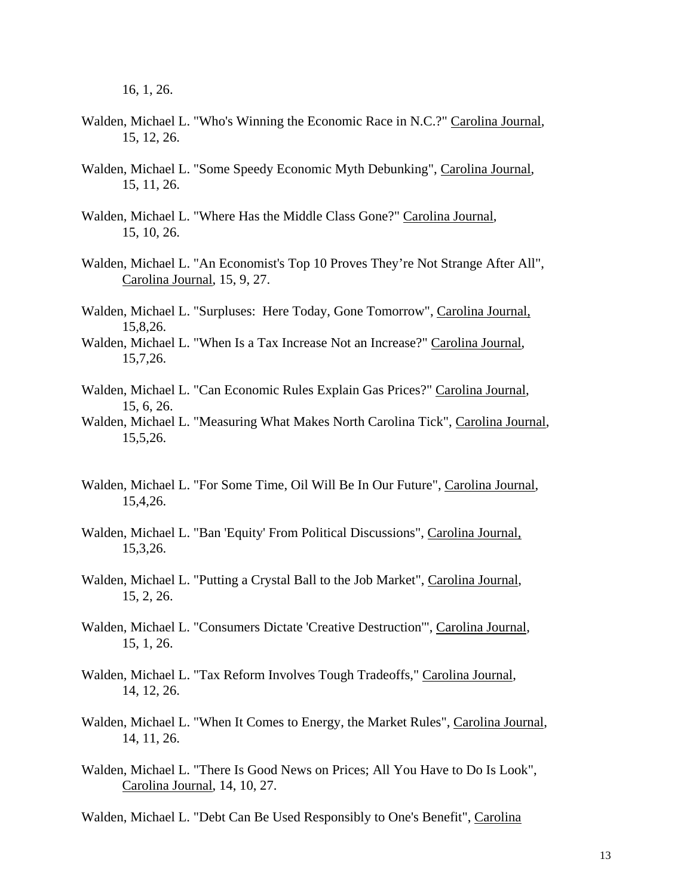16, 1, 26.

Walden, Michael L. "Who's Winning the Economic Race in N.C.?" Carolina Journal, 15, 12, 26.

Walden, Michael L. "Some Speedy Economic Myth Debunking", Carolina Journal, 15, 11, 26.

Walden, Michael L. "Where Has the Middle Class Gone?" Carolina Journal, 15, 10, 26.

Walden, Michael L. "An Economist's Top 10 Proves They're Not Strange After All", Carolina Journal, 15, 9, 27.

Walden, Michael L. "Surpluses: Here Today, Gone Tomorrow", Carolina Journal, 15,8,26.

Walden, Michael L. "When Is a Tax Increase Not an Increase?" Carolina Journal, 15,7,26.

Walden, Michael L. "Can Economic Rules Explain Gas Prices?" Carolina Journal, 15, 6, 26.

Walden, Michael L. "Measuring What Makes North Carolina Tick", Carolina Journal, 15,5,26.

Walden, Michael L. "For Some Time, Oil Will Be In Our Future", Carolina Journal, 15,4,26.

Walden, Michael L. "Ban 'Equity' From Political Discussions", Carolina Journal, 15,3,26.

Walden, Michael L. "Putting a Crystal Ball to the Job Market", Carolina Journal, 15, 2, 26.

Walden, Michael L. "Consumers Dictate 'Creative Destruction'", Carolina Journal, 15, 1, 26.

Walden, Michael L. "Tax Reform Involves Tough Tradeoffs," Carolina Journal, 14, 12, 26.

Walden, Michael L. "When It Comes to Energy, the Market Rules", Carolina Journal, 14, 11, 26.

Walden, Michael L. "There Is Good News on Prices; All You Have to Do Is Look", Carolina Journal, 14, 10, 27.

Walden, Michael L. "Debt Can Be Used Responsibly to One's Benefit", Carolina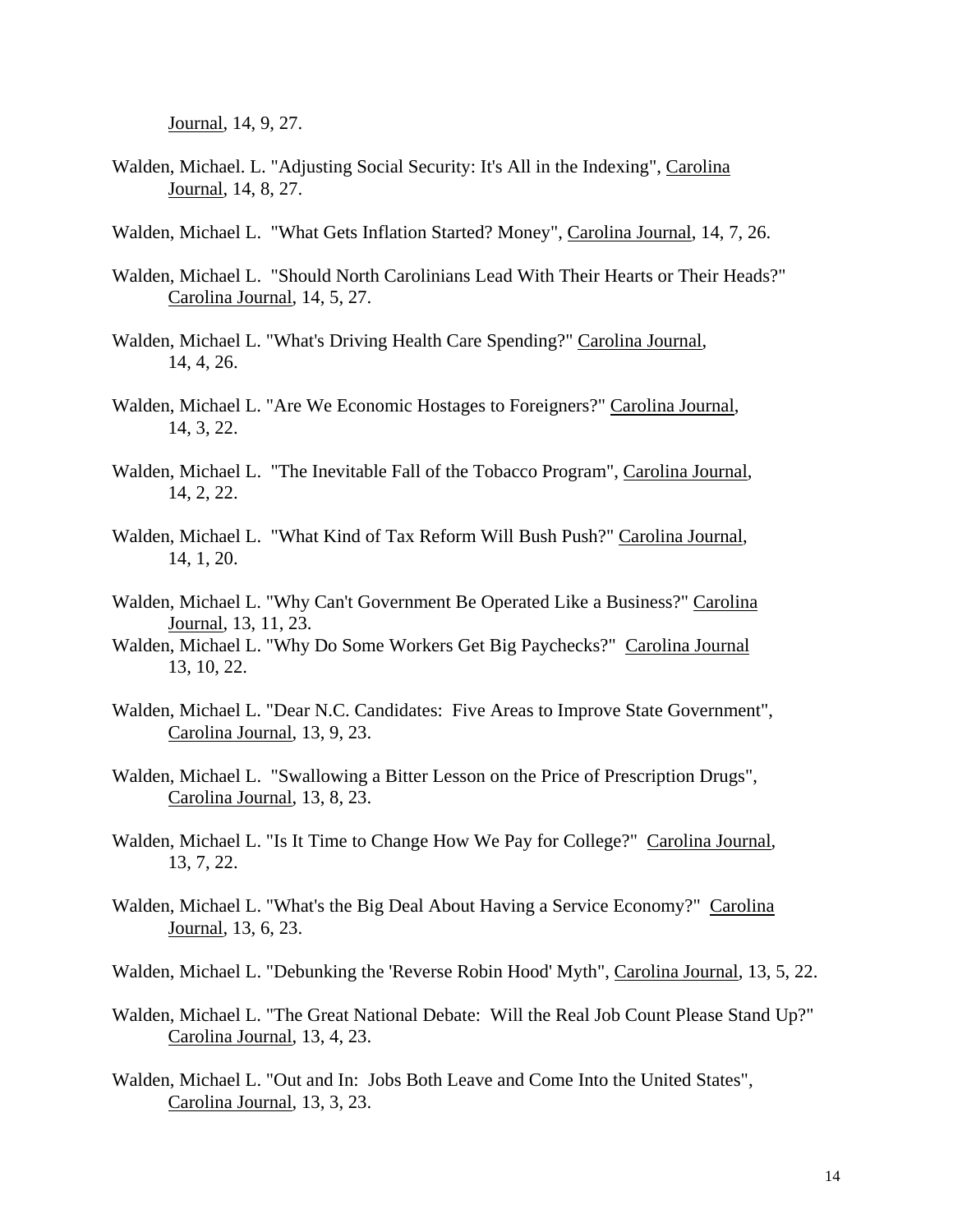Journal, 14, 9, 27.

Walden, Michael. L. "Adjusting Social Security: It's All in the Indexing", Carolina Journal, 14, 8, 27.

Walden, Michael L. "What Gets Inflation Started? Money", Carolina Journal, 14, 7, 26.

Walden, Michael L. "Should North Carolinians Lead With Their Hearts or Their Heads?" Carolina Journal, 14, 5, 27.

Walden, Michael L. "What's Driving Health Care Spending?" Carolina Journal, 14, 4, 26.

Walden, Michael L. "Are We Economic Hostages to Foreigners?" Carolina Journal, 14, 3, 22.

Walden, Michael L. "The Inevitable Fall of the Tobacco Program", Carolina Journal, 14, 2, 22.

Walden, Michael L. "What Kind of Tax Reform Will Bush Push?" Carolina Journal, 14, 1, 20.

Walden, Michael L. "Why Can't Government Be Operated Like a Business?" Carolina Journal, 13, 11, 23.

Walden, Michael L. "Why Do Some Workers Get Big Paychecks?" Carolina Journal 13, 10, 22.

Walden, Michael L. "Dear N.C. Candidates: Five Areas to Improve State Government", Carolina Journal, 13, 9, 23.

Walden, Michael L. "Swallowing a Bitter Lesson on the Price of Prescription Drugs", Carolina Journal, 13, 8, 23.

Walden, Michael L. "Is It Time to Change How We Pay for College?" Carolina Journal, 13, 7, 22.

Walden, Michael L. "What's the Big Deal About Having a Service Economy?" Carolina Journal, 13, 6, 23.

Walden, Michael L. "Debunking the 'Reverse Robin Hood' Myth", Carolina Journal, 13, 5, 22.

Walden, Michael L. "The Great National Debate: Will the Real Job Count Please Stand Up?" Carolina Journal, 13, 4, 23.

Walden, Michael L. "Out and In: Jobs Both Leave and Come Into the United States", Carolina Journal, 13, 3, 23.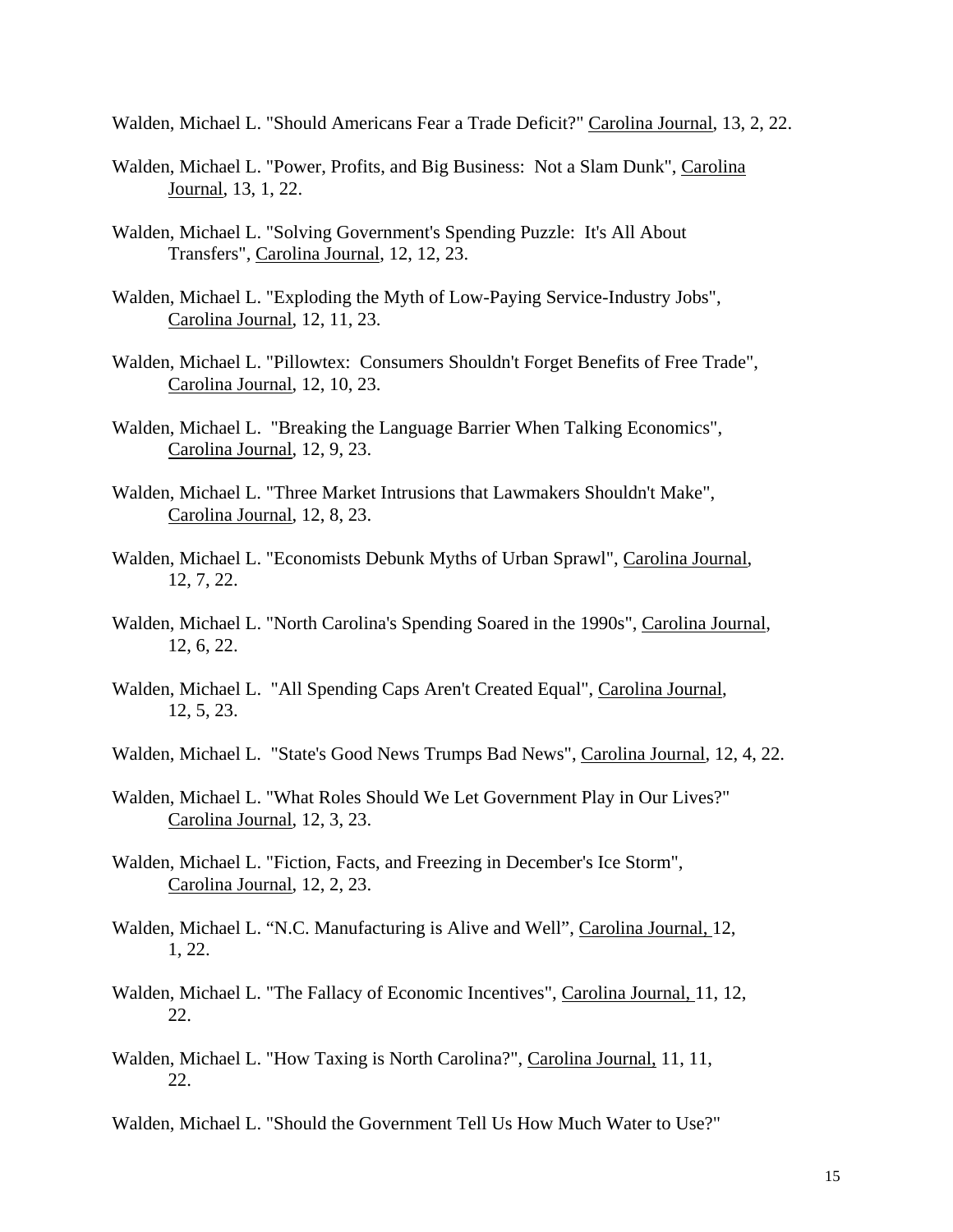Walden, Michael L. "Should Americans Fear a Trade Deficit?" Carolina Journal, 13, 2, 22.

Walden, Michael L. "Power, Profits, and Big Business: Not a Slam Dunk", Carolina Journal, 13, 1, 22.

Walden, Michael L. "Solving Government's Spending Puzzle: It's All About Transfers", Carolina Journal, 12, 12, 23.

Walden, Michael L. "Exploding the Myth of Low-Paying Service-Industry Jobs", Carolina Journal, 12, 11, 23.

Walden, Michael L. "Pillowtex: Consumers Shouldn't Forget Benefits of Free Trade", Carolina Journal, 12, 10, 23.

Walden, Michael L. "Breaking the Language Barrier When Talking Economics", Carolina Journal, 12, 9, 23.

Walden, Michael L. "Three Market Intrusions that Lawmakers Shouldn't Make", Carolina Journal, 12, 8, 23.

Walden, Michael L. "Economists Debunk Myths of Urban Sprawl", Carolina Journal, 12, 7, 22.

Walden, Michael L. "North Carolina's Spending Soared in the 1990s", Carolina Journal, 12, 6, 22.

Walden, Michael L. "All Spending Caps Aren't Created Equal", Carolina Journal, 12, 5, 23.

Walden, Michael L. "State's Good News Trumps Bad News", Carolina Journal, 12, 4, 22.

Walden, Michael L. "What Roles Should We Let Government Play in Our Lives?" Carolina Journal, 12, 3, 23.

Walden, Michael L. "Fiction, Facts, and Freezing in December's Ice Storm", Carolina Journal, 12, 2, 23.

Walden, Michael L. "N.C. Manufacturing is Alive and Well", Carolina Journal, 12, 1, 22.

Walden, Michael L. "The Fallacy of Economic Incentives", Carolina Journal, 11, 12, 22.

Walden, Michael L. "How Taxing is North Carolina?", Carolina Journal, 11, 11, 22.

Walden, Michael L. "Should the Government Tell Us How Much Water to Use?"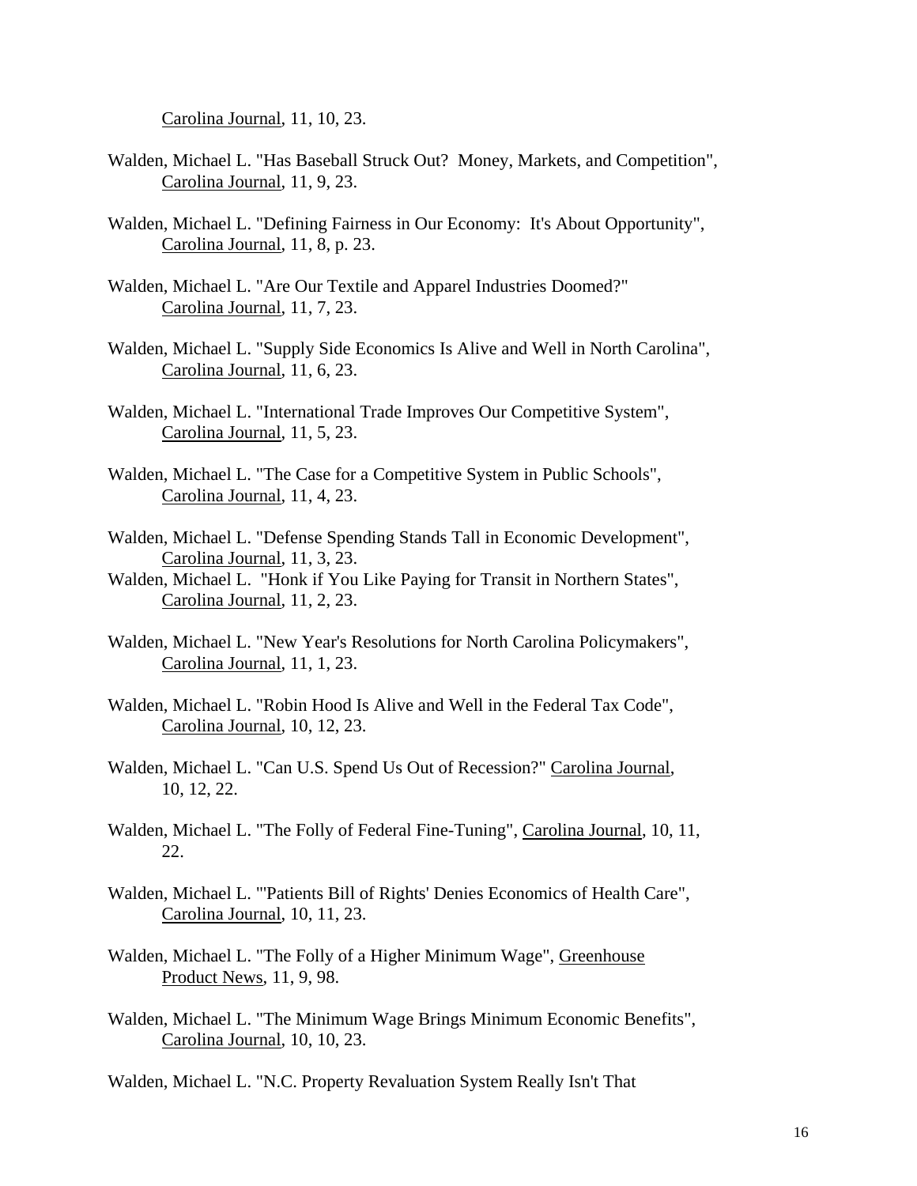Carolina Journal, 11, 10, 23.

Walden, Michael L. "Has Baseball Struck Out? Money, Markets, and Competition", Carolina Journal, 11, 9, 23.

Walden, Michael L. "Defining Fairness in Our Economy: It's About Opportunity", Carolina Journal, 11, 8, p. 23.

Walden, Michael L. "Are Our Textile and Apparel Industries Doomed?" Carolina Journal, 11, 7, 23.

Walden, Michael L. "Supply Side Economics Is Alive and Well in North Carolina", Carolina Journal, 11, 6, 23.

Walden, Michael L. "International Trade Improves Our Competitive System", Carolina Journal, 11, 5, 23.

Walden, Michael L. "The Case for a Competitive System in Public Schools", Carolina Journal, 11, 4, 23.

Walden, Michael L. "Defense Spending Stands Tall in Economic Development", Carolina Journal, 11, 3, 23.

Walden, Michael L. "Honk if You Like Paying for Transit in Northern States", Carolina Journal, 11, 2, 23.

Walden, Michael L. "New Year's Resolutions for North Carolina Policymakers", Carolina Journal, 11, 1, 23.

Walden, Michael L. "Robin Hood Is Alive and Well in the Federal Tax Code", Carolina Journal, 10, 12, 23.

Walden, Michael L. "Can U.S. Spend Us Out of Recession?" Carolina Journal, 10, 12, 22.

Walden, Michael L. "The Folly of Federal Fine-Tuning", Carolina Journal, 10, 11, 22.

Walden, Michael L. "'Patients Bill of Rights' Denies Economics of Health Care", Carolina Journal, 10, 11, 23.

Walden, Michael L. "The Folly of a Higher Minimum Wage", Greenhouse Product News, 11, 9, 98.

Walden, Michael L. "The Minimum Wage Brings Minimum Economic Benefits", Carolina Journal, 10, 10, 23.

Walden, Michael L. "N.C. Property Revaluation System Really Isn't That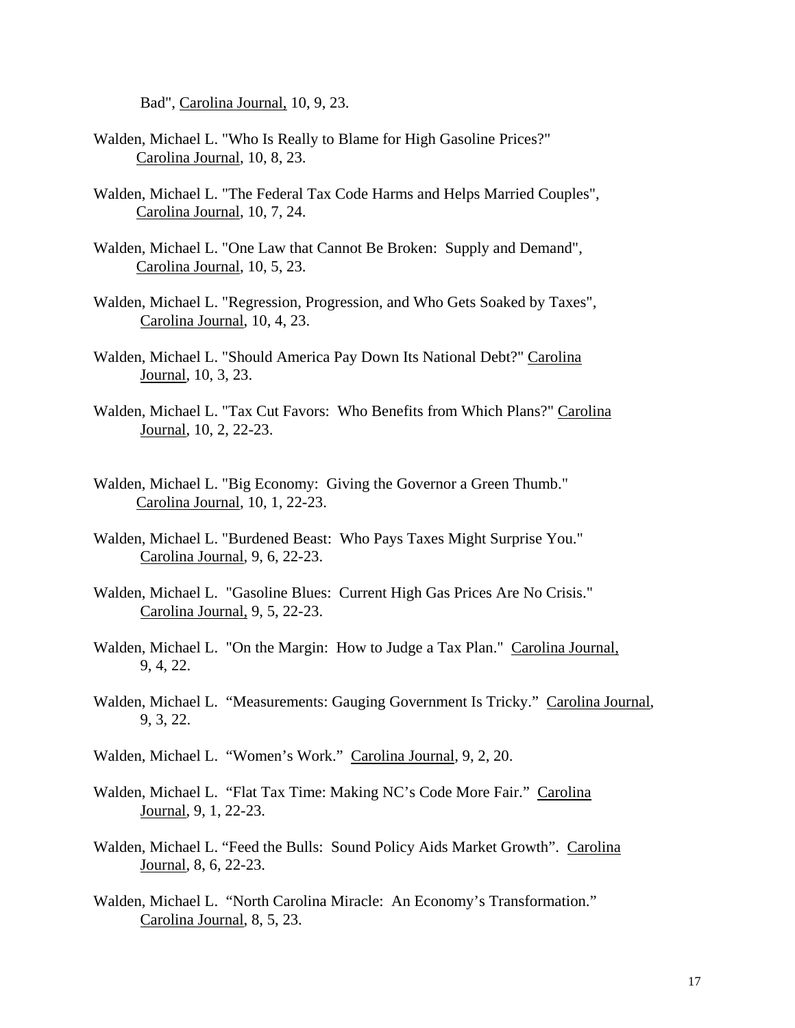Bad", Carolina Journal, 10, 9, 23.

Walden, Michael L. "Who Is Really to Blame for High Gasoline Prices?" Carolina Journal, 10, 8, 23.

Walden, Michael L. "The Federal Tax Code Harms and Helps Married Couples", Carolina Journal, 10, 7, 24.

Walden, Michael L. "One Law that Cannot Be Broken: Supply and Demand", Carolina Journal, 10, 5, 23.

Walden, Michael L. "Regression, Progression, and Who Gets Soaked by Taxes", Carolina Journal, 10, 4, 23.

Walden, Michael L. "Should America Pay Down Its National Debt?" Carolina Journal, 10, 3, 23.

Walden, Michael L. "Tax Cut Favors: Who Benefits from Which Plans?" Carolina Journal, 10, 2, 22-23.

Walden, Michael L. "Big Economy: Giving the Governor a Green Thumb." Carolina Journal, 10, 1, 22-23.

Walden, Michael L. "Burdened Beast: Who Pays Taxes Might Surprise You." Carolina Journal, 9, 6, 22-23.

Walden, Michael L. "Gasoline Blues: Current High Gas Prices Are No Crisis." Carolina Journal, 9, 5, 22-23.

Walden, Michael L. "On the Margin: How to Judge a Tax Plan." Carolina Journal, 9, 4, 22.

Walden, Michael L. "Measurements: Gauging Government Is Tricky." Carolina Journal, 9, 3, 22.

Walden, Michael L. "Women's Work." Carolina Journal, 9, 2, 20.

Walden, Michael L. "Flat Tax Time: Making NC's Code More Fair." Carolina Journal, 9, 1, 22-23.

Walden, Michael L. "Feed the Bulls: Sound Policy Aids Market Growth". Carolina Journal, 8, 6, 22-23.

Walden, Michael L. "North Carolina Miracle: An Economy's Transformation." Carolina Journal, 8, 5, 23.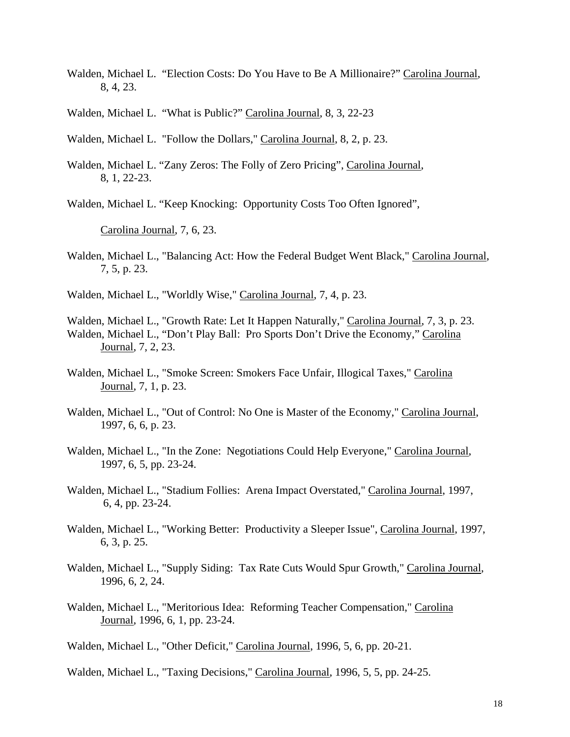Walden, Michael L. "Election Costs: Do You Have to Be A Millionaire?" Carolina Journal, 8, 4, 23.

Walden, Michael L. "What is Public?" Carolina Journal, 8, 3, 22-23

Walden, Michael L. "Follow the Dollars," Carolina Journal, 8, 2, p. 23.

Walden, Michael L. "Zany Zeros: The Folly of Zero Pricing", Carolina Journal, 8, 1, 22-23.

Walden, Michael L. "Keep Knocking: Opportunity Costs Too Often Ignored", Carolina Journal, 7, 6, 23.

Walden, Michael L., "Balancing Act: How the Federal Budget Went Black," Carolina Journal, 7, 5, p. 23.

Walden, Michael L., "Worldly Wise," Carolina Journal, 7, 4, p. 23.

Walden, Michael L., "Growth Rate: Let It Happen Naturally," Carolina Journal, 7, 3, p. 23.

Walden, Michael L., "Don't Play Ball: Pro Sports Don't Drive the Economy," Carolina Journal, 7, 2, 23.

Walden, Michael L., "Smoke Screen: Smokers Face Unfair, Illogical Taxes," Carolina Journal, 7, 1, p. 23.

Walden, Michael L., "Out of Control: No One is Master of the Economy," Carolina Journal, 1997, 6, 6, p. 23.

Walden, Michael L., "In the Zone: Negotiations Could Help Everyone," Carolina Journal, 1997, 6, 5, pp. 23-24.

Walden, Michael L., "Stadium Follies: Arena Impact Overstated," Carolina Journal, 1997, 6, 4, pp. 23-24.

Walden, Michael L., "Working Better: Productivity a Sleeper Issue", Carolina Journal, 1997, 6, 3, p. 25.

Walden, Michael L., "Supply Siding: Tax Rate Cuts Would Spur Growth," Carolina Journal, 1996, 6, 2, 24.

Walden, Michael L., "Meritorious Idea: Reforming Teacher Compensation," Carolina Journal, 1996, 6, 1, pp. 23-24.

Walden, Michael L., "Other Deficit," Carolina Journal, 1996, 5, 6, pp. 20-21.

Walden, Michael L., "Taxing Decisions," Carolina Journal, 1996, 5, 5, pp. 24-25.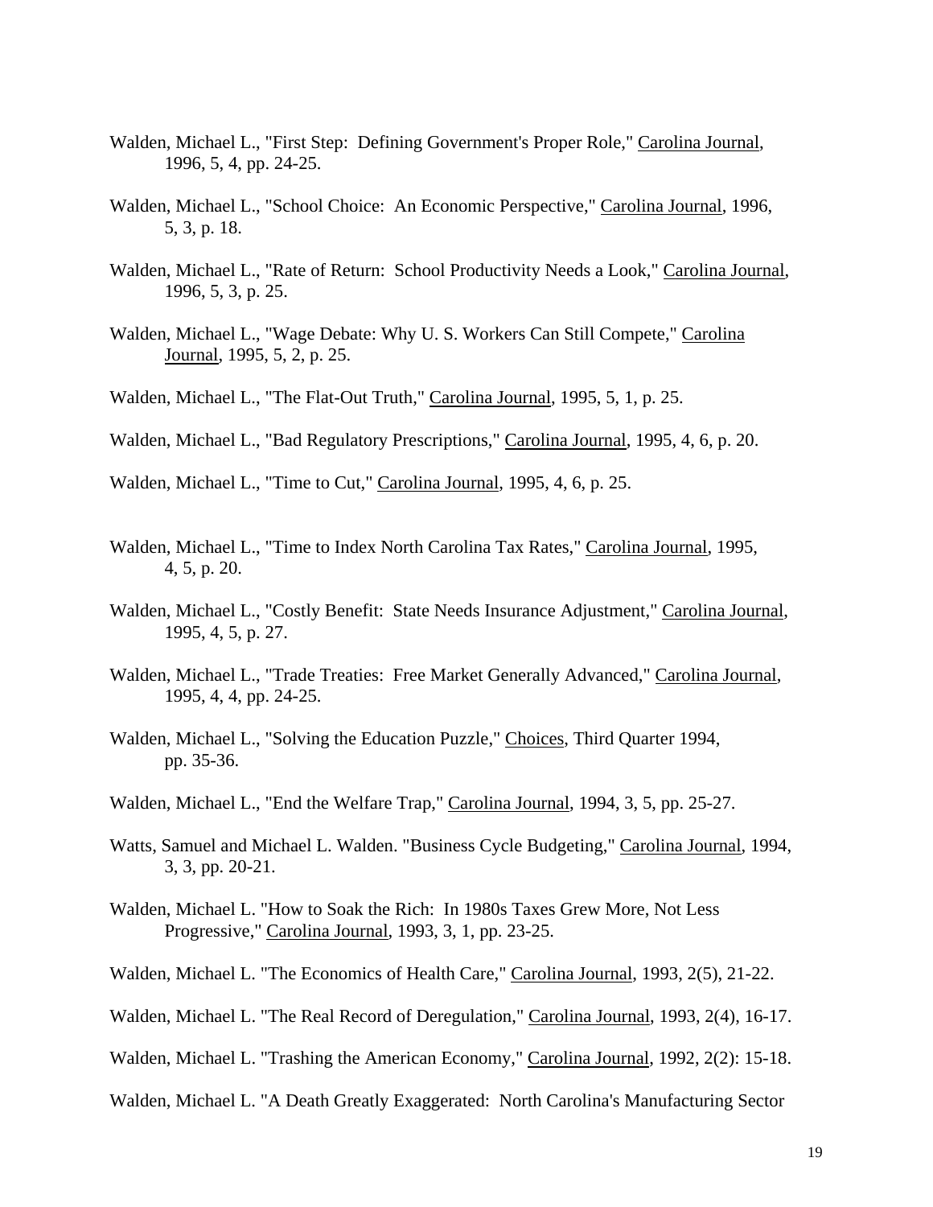Walden, Michael L., "First Step: Defining Government's Proper Role," Carolina Journal, 1996, 5, 4, pp. 24-25.

Walden, Michael L., "School Choice: An Economic Perspective," Carolina Journal, 1996, 5, 3, p. 18.

Walden, Michael L., "Rate of Return: School Productivity Needs a Look," Carolina Journal, 1996, 5, 3, p. 25.

Walden, Michael L., "Wage Debate: Why U. S. Workers Can Still Compete," Carolina Journal, 1995, 5, 2, p. 25.

Walden, Michael L., "The Flat-Out Truth," Carolina Journal, 1995, 5, 1, p. 25.

Walden, Michael L., "Bad Regulatory Prescriptions," Carolina Journal, 1995, 4, 6, p. 20.

Walden, Michael L., "Time to Cut," Carolina Journal, 1995, 4, 6, p. 25.

Walden, Michael L., "Time to Index North Carolina Tax Rates," Carolina Journal, 1995, 4, 5, p. 20.

Walden, Michael L., "Costly Benefit: State Needs Insurance Adjustment," Carolina Journal, 1995, 4, 5, p. 27.

Walden, Michael L., "Trade Treaties: Free Market Generally Advanced," Carolina Journal, 1995, 4, 4, pp. 24-25.

Walden, Michael L., "Solving the Education Puzzle," Choices, Third Quarter 1994, pp. 35-36.

Walden, Michael L., "End the Welfare Trap," Carolina Journal, 1994, 3, 5, pp. 25-27.

Watts, Samuel and Michael L. Walden. "Business Cycle Budgeting," Carolina Journal, 1994, 3, 3, pp. 20-21.

Walden, Michael L. "How to Soak the Rich: In 1980s Taxes Grew More, Not Less Progressive," Carolina Journal, 1993, 3, 1, pp. 23-25.

Walden, Michael L. "The Economics of Health Care," Carolina Journal, 1993, 2(5), 21-22.

Walden, Michael L. "The Real Record of Deregulation," Carolina Journal, 1993, 2(4), 16-17.

Walden, Michael L. "Trashing the American Economy," Carolina Journal, 1992, 2(2): 15-18.

Walden, Michael L. "A Death Greatly Exaggerated: North Carolina's Manufacturing Sector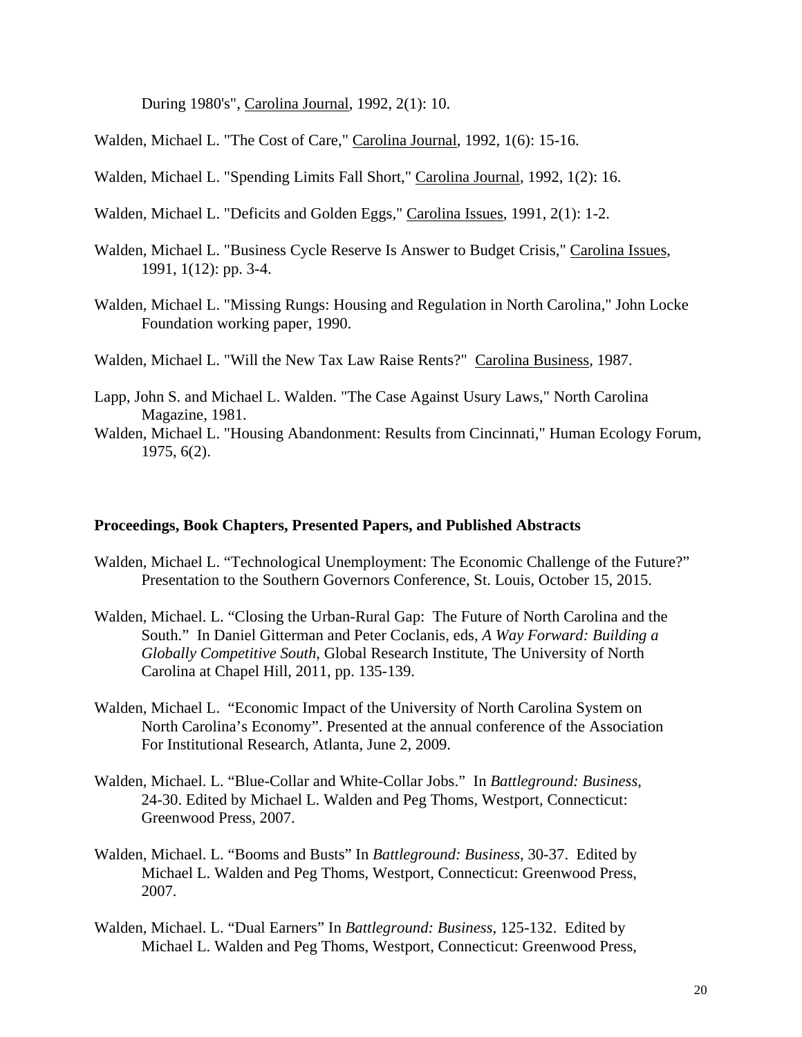During 1980's", Carolina Journal, 1992, 2(1): 10.

Walden, Michael L. "The Cost of Care," Carolina Journal, 1992, 1(6): 15-16.

Walden, Michael L. "Spending Limits Fall Short," Carolina Journal, 1992, 1(2): 16.

Walden, Michael L. "Deficits and Golden Eggs," Carolina Issues, 1991, 2(1): 1-2.

Walden, Michael L. "Business Cycle Reserve Is Answer to Budget Crisis," Carolina Issues, 1991, 1(12): pp. 3-4.

Walden, Michael L. "Missing Rungs: Housing and Regulation in North Carolina," John Locke Foundation working paper, 1990.

Walden, Michael L. "Will the New Tax Law Raise Rents?" Carolina Business, 1987.

Lapp, John S. and Michael L. Walden. "The Case Against Usury Laws," North Carolina Magazine, 1981.

Walden, Michael L. "Housing Abandonment: Results from Cincinnati," Human Ecology Forum, 1975, 6(2).

**Proceedings, Book Chapters, Presented Papers, and Published Abstracts**

Walden, Michael L. "Technological Unemployment: The Economic Challenge of the Future?" Presentation to the Southern Governors Conference, St. Louis, October 15, 2015.

Walden, Michael. L. "Closing the Urban-Rural Gap: The Future of North Carolina and the South." In Daniel Gitterman and Peter Coclanis, eds, *A Way Forward: Building a Globally Competitive South*, Global Research Institute, The University of North Carolina at Chapel Hill, 2011, pp. 135-139.

Walden, Michael L. "Economic Impact of the University of North Carolina System on North Carolina's Economy". Presented at the annual conference of the Association For Institutional Research, Atlanta, June 2, 2009.

Walden, Michael. L. "Blue-Collar and White-Collar Jobs." In *Battleground: Business*, 24-30. Edited by Michael L. Walden and Peg Thoms, Westport, Connecticut: Greenwood Press, 2007.

Walden, Michael. L. "Booms and Busts" In *Battleground: Business*, 30-37. Edited by Michael L. Walden and Peg Thoms, Westport, Connecticut: Greenwood Press, 2007.

Walden, Michael. L. "Dual Earners" In *Battleground: Business*, 125-132. Edited by Michael L. Walden and Peg Thoms, Westport, Connecticut: Greenwood Press,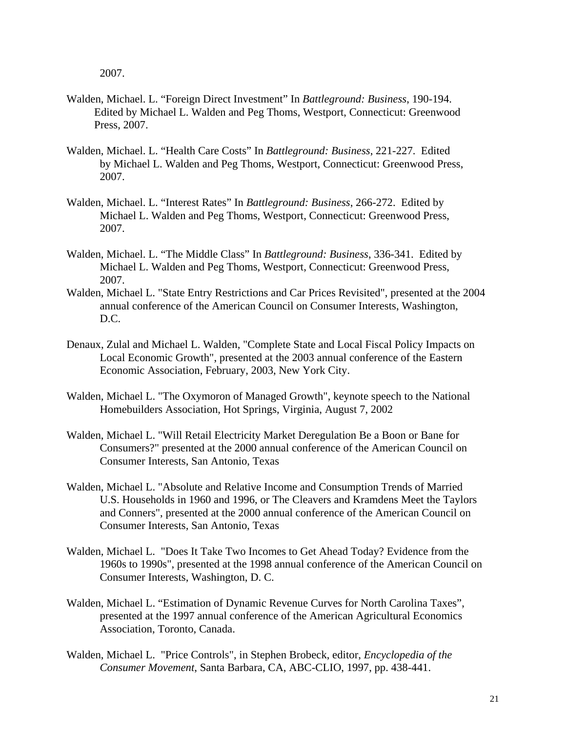2007.

Walden, Michael. L. "Foreign Direct Investment" In *Battleground: Business*, 190-194. Edited by Michael L. Walden and Peg Thoms, Westport, Connecticut: Greenwood Press, 2007.

Walden, Michael. L. "Health Care Costs" In *Battleground: Business*, 221-227. Edited by Michael L. Walden and Peg Thoms, Westport, Connecticut: Greenwood Press, 2007.

Walden, Michael. L. "Interest Rates" In *Battleground: Business*, 266-272. Edited by Michael L. Walden and Peg Thoms, Westport, Connecticut: Greenwood Press, 2007.

Walden, Michael. L. "The Middle Class" In *Battleground: Business*, 336-341. Edited by Michael L. Walden and Peg Thoms, Westport, Connecticut: Greenwood Press, 2007.

Walden, Michael L. "State Entry Restrictions and Car Prices Revisited", presented at the 2004 annual conference of the American Council on Consumer Interests, Washington, D.C.

Denaux, Zulal and Michael L. Walden, "Complete State and Local Fiscal Policy Impacts on Local Economic Growth", presented at the 2003 annual conference of the Eastern Economic Association, February, 2003, New York City.

Walden, Michael L. "The Oxymoron of Managed Growth", keynote speech to the National Homebuilders Association, Hot Springs, Virginia, August 7, 2002

Walden, Michael L. "Will Retail Electricity Market Deregulation Be a Boon or Bane for Consumers?" presented at the 2000 annual conference of the American Council on Consumer Interests, San Antonio, Texas

Walden, Michael L. "Absolute and Relative Income and Consumption Trends of Married U.S. Households in 1960 and 1996, or The Cleavers and Kramdens Meet the Taylors and Conners", presented at the 2000 annual conference of the American Council on Consumer Interests, San Antonio, Texas

Walden, Michael L. "Does It Take Two Incomes to Get Ahead Today? Evidence from the 1960s to 1990s", presented at the 1998 annual conference of the American Council on Consumer Interests, Washington, D. C.

Walden, Michael L. "Estimation of Dynamic Revenue Curves for North Carolina Taxes", presented at the 1997 annual conference of the American Agricultural Economics Association, Toronto, Canada.

Walden, Michael L. "Price Controls", in Stephen Brobeck, editor, *Encyclopedia of the Consumer Movement*, Santa Barbara, CA, ABC-CLIO, 1997, pp. 438-441.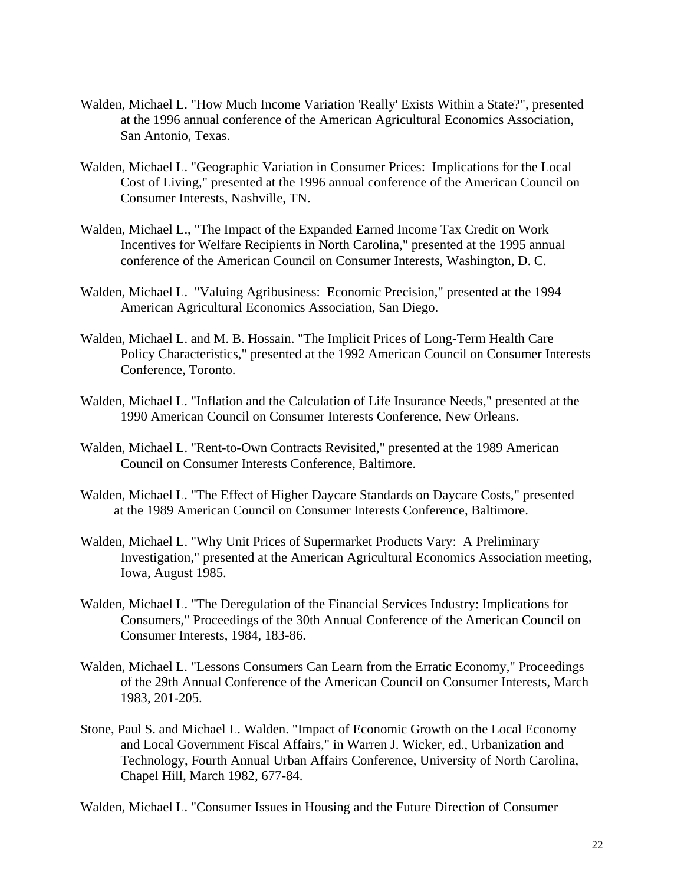Walden, Michael L. "How Much Income Variation 'Really' Exists Within a State?", presented at the 1996 annual conference of the American Agricultural Economics Association, San Antonio, Texas.

Walden, Michael L. "Geographic Variation in Consumer Prices: Implications for the Local Cost of Living," presented at the 1996 annual conference of the American Council on Consumer Interests, Nashville, TN.

Walden, Michael L., "The Impact of the Expanded Earned Income Tax Credit on Work Incentives for Welfare Recipients in North Carolina," presented at the 1995 annual conference of the American Council on Consumer Interests, Washington, D. C.

Walden, Michael L. "Valuing Agribusiness: Economic Precision," presented at the 1994 American Agricultural Economics Association, San Diego.

Walden, Michael L. and M. B. Hossain. "The Implicit Prices of Long-Term Health Care Policy Characteristics," presented at the 1992 American Council on Consumer Interests Conference, Toronto.

Walden, Michael L. "Inflation and the Calculation of Life Insurance Needs," presented at the 1990 American Council on Consumer Interests Conference, New Orleans.

Walden, Michael L. "Rent-to-Own Contracts Revisited," presented at the 1989 American Council on Consumer Interests Conference, Baltimore.

Walden, Michael L. "The Effect of Higher Daycare Standards on Daycare Costs," presented at the 1989 American Council on Consumer Interests Conference, Baltimore.

Walden, Michael L. "Why Unit Prices of Supermarket Products Vary: A Preliminary Investigation," presented at the American Agricultural Economics Association meeting, Iowa, August 1985.

Walden, Michael L. "The Deregulation of the Financial Services Industry: Implications for Consumers," Proceedings of the 30th Annual Conference of the American Council on Consumer Interests, 1984, 183-86.

Walden, Michael L. "Lessons Consumers Can Learn from the Erratic Economy," Proceedings of the 29th Annual Conference of the American Council on Consumer Interests, March 1983, 201-205.

Stone, Paul S. and Michael L. Walden. "Impact of Economic Growth on the Local Economy and Local Government Fiscal Affairs," in Warren J. Wicker, ed., Urbanization and Technology, Fourth Annual Urban Affairs Conference, University of North Carolina, Chapel Hill, March 1982, 677-84.

Walden, Michael L. "Consumer Issues in Housing and the Future Direction of Consumer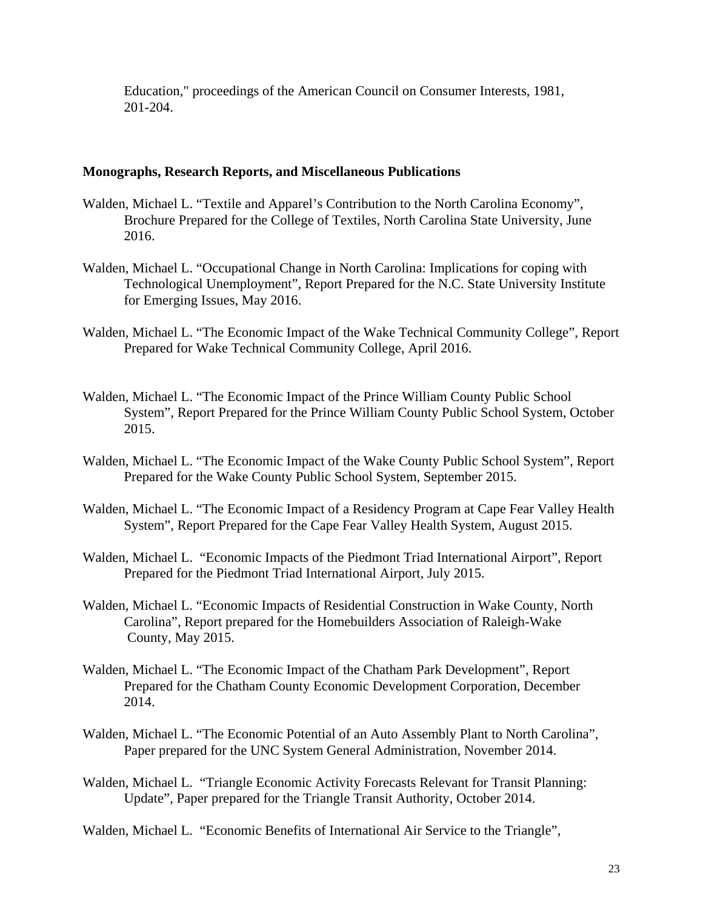Education," proceedings of the American Council on Consumer Interests, 1981, 201-204.

**Monographs, Research Reports, and Miscellaneous Publications**

Walden, Michael L. "Textile and Apparel's Contribution to the North Carolina Economy", Brochure Prepared for the College of Textiles, North Carolina State University, June 2016.

Walden, Michael L. "Occupational Change in North Carolina: Implications for coping with Technological Unemployment", Report Prepared for the N.C. State University Institute for Emerging Issues, May 2016.

Walden, Michael L. "The Economic Impact of the Wake Technical Community College", Report Prepared for Wake Technical Community College, April 2016.

Walden, Michael L. "The Economic Impact of the Prince William County Public School System", Report Prepared for the Prince William County Public School System, October 2015.

Walden, Michael L. "The Economic Impact of the Wake County Public School System", Report Prepared for the Wake County Public School System, September 2015.

Walden, Michael L. "The Economic Impact of a Residency Program at Cape Fear Valley Health System", Report Prepared for the Cape Fear Valley Health System, August 2015.

Walden, Michael L. "Economic Impacts of the Piedmont Triad International Airport", Report Prepared for the Piedmont Triad International Airport, July 2015.

Walden, Michael L. "Economic Impacts of Residential Construction in Wake County, North Carolina", Report prepared for the Homebuilders Association of Raleigh-Wake County, May 2015.

Walden, Michael L. "The Economic Impact of the Chatham Park Development", Report Prepared for the Chatham County Economic Development Corporation, December 2014.

Walden, Michael L. "The Economic Potential of an Auto Assembly Plant to North Carolina", Paper prepared for the UNC System General Administration, November 2014.

Walden, Michael L. "Triangle Economic Activity Forecasts Relevant for Transit Planning: Update", Paper prepared for the Triangle Transit Authority, October 2014.

Walden, Michael L. "Economic Benefits of International Air Service to the Triangle",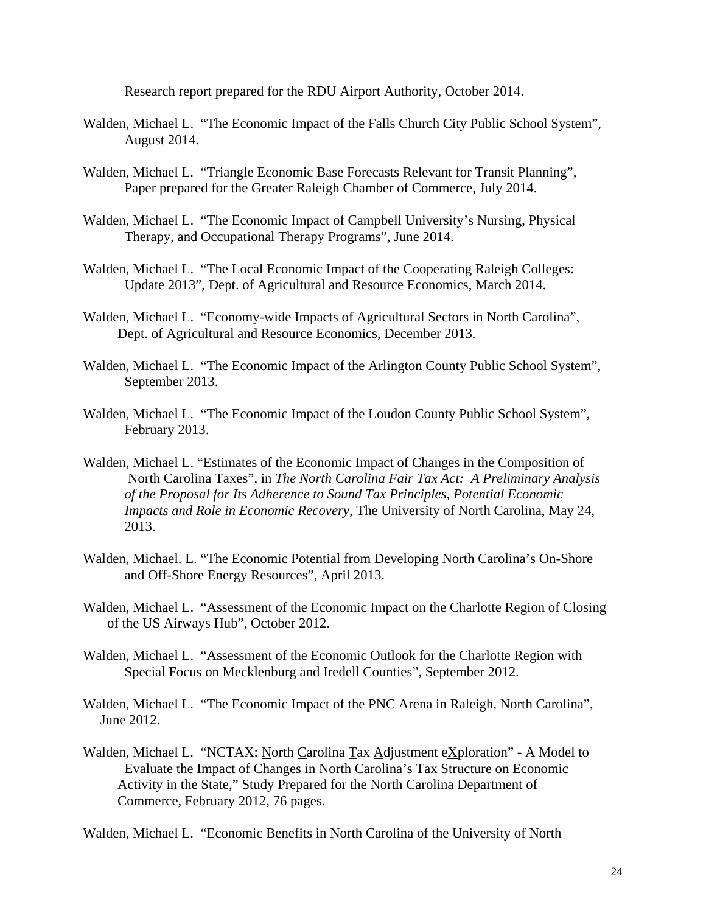Research report prepared for the RDU Airport Authority, October 2014.

Walden, Michael L. "The Economic Impact of the Falls Church City Public School System", August 2014.

Walden, Michael L. "Triangle Economic Base Forecasts Relevant for Transit Planning", Paper prepared for the Greater Raleigh Chamber of Commerce, July 2014.

Walden, Michael L. "The Economic Impact of Campbell University's Nursing, Physical Therapy, and Occupational Therapy Programs", June 2014.

Walden, Michael L. "The Local Economic Impact of the Cooperating Raleigh Colleges: Update 2013", Dept. of Agricultural and Resource Economics, March 2014.

Walden, Michael L. "Economy-wide Impacts of Agricultural Sectors in North Carolina", Dept. of Agricultural and Resource Economics, December 2013.

Walden, Michael L. "The Economic Impact of the Arlington County Public School System", September 2013.

Walden, Michael L. "The Economic Impact of the Loudon County Public School System", February 2013.

Walden, Michael L. "Estimates of the Economic Impact of Changes in the Composition of North Carolina Taxes", in *The North Carolina Fair Tax Act: A Preliminary Analysis of the Proposal for Its Adherence to Sound Tax Principles, Potential Economic Impacts and Role in Economic Recovery*, The University of North Carolina, May 24, 2013.

Walden, Michael. L. "The Economic Potential from Developing North Carolina's On-Shore and Off-Shore Energy Resources", April 2013.

Walden, Michael L. "Assessment of the Economic Impact on the Charlotte Region of Closing of the US Airways Hub", October 2012.

Walden, Michael L. "Assessment of the Economic Outlook for the Charlotte Region with Special Focus on Mecklenburg and Iredell Counties", September 2012.

Walden, Michael L. "The Economic Impact of the PNC Arena in Raleigh, North Carolina", June 2012.

Walden, Michael L. "NCTAX: North Carolina Tax Adjustment eXploration" - A Model to Evaluate the Impact of Changes in North Carolina's Tax Structure on Economic Activity in the State," Study Prepared for the North Carolina Department of Commerce, February 2012, 76 pages.

Walden, Michael L. "Economic Benefits in North Carolina of the University of North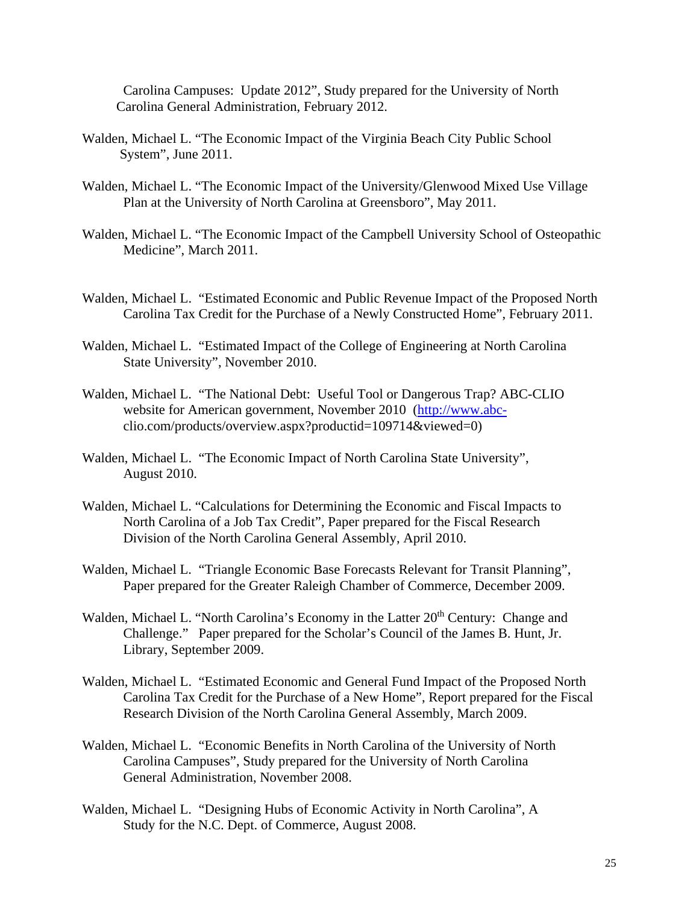Carolina Campuses: Update 2012", Study prepared for the University of North Carolina General Administration, February 2012.

Walden, Michael L. "The Economic Impact of the Virginia Beach City Public School System", June 2011.

Walden, Michael L. "The Economic Impact of the University/Glenwood Mixed Use Village Plan at the University of North Carolina at Greensboro", May 2011.

Walden, Michael L. "The Economic Impact of the Campbell University School of Osteopathic Medicine", March 2011.

Walden, Michael L. "Estimated Economic and Public Revenue Impact of the Proposed North Carolina Tax Credit for the Purchase of a Newly Constructed Home", February 2011.

Walden, Michael L. "Estimated Impact of the College of Engineering at North Carolina State University", November 2010.

Walden, Michael L. "The National Debt: Useful Tool or Dangerous Trap? ABC-CLIO website for American government, November 2010 (http://www.abc-clio.com/products/overview.aspx?productid=109714&viewed=0)

Walden, Michael L. "The Economic Impact of North Carolina State University", August 2010.

Walden, Michael L. "Calculations for Determining the Economic and Fiscal Impacts to North Carolina of a Job Tax Credit", Paper prepared for the Fiscal Research Division of the North Carolina General Assembly, April 2010.

Walden, Michael L. "Triangle Economic Base Forecasts Relevant for Transit Planning", Paper prepared for the Greater Raleigh Chamber of Commerce, December 2009.

Walden, Michael L. "North Carolina's Economy in the Latter 20th Century: Change and Challenge." Paper prepared for the Scholar's Council of the James B. Hunt, Jr. Library, September 2009.

Walden, Michael L. "Estimated Economic and General Fund Impact of the Proposed North Carolina Tax Credit for the Purchase of a New Home", Report prepared for the Fiscal Research Division of the North Carolina General Assembly, March 2009.

Walden, Michael L. "Economic Benefits in North Carolina of the University of North Carolina Campuses", Study prepared for the University of North Carolina General Administration, November 2008.

Walden, Michael L. "Designing Hubs of Economic Activity in North Carolina", A Study for the N.C. Dept. of Commerce, August 2008.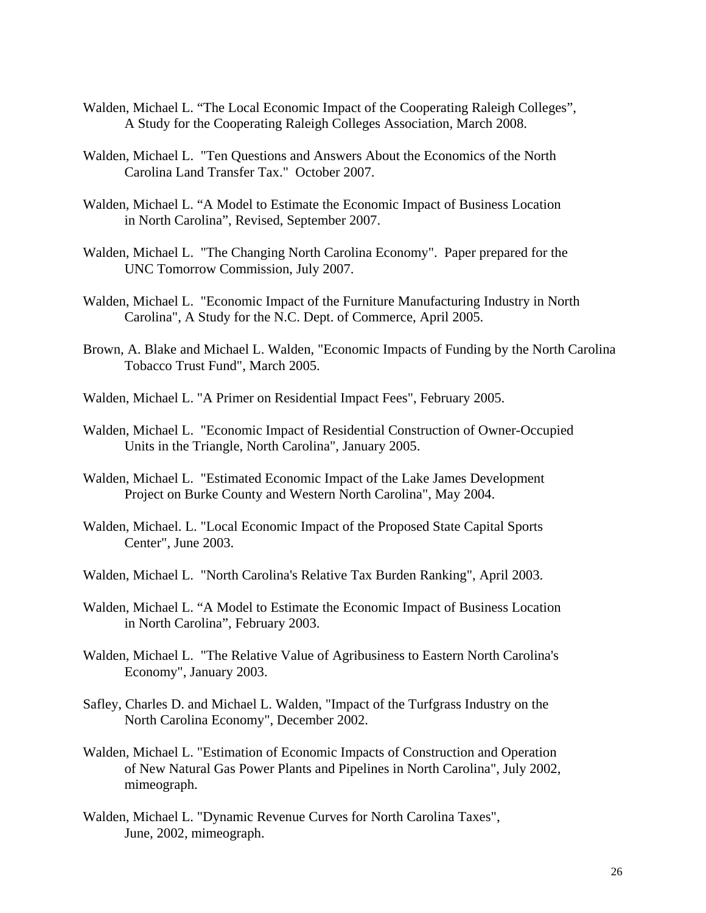Walden, Michael L. “The Local Economic Impact of the Cooperating Raleigh Colleges”, A Study for the Cooperating Raleigh Colleges Association, March 2008.

Walden, Michael L. "Ten Questions and Answers About the Economics of the North Carolina Land Transfer Tax." October 2007.

Walden, Michael L. “A Model to Estimate the Economic Impact of Business Location in North Carolina”, Revised, September 2007.

Walden, Michael L. "The Changing North Carolina Economy". Paper prepared for the UNC Tomorrow Commission, July 2007.

Walden, Michael L. "Economic Impact of the Furniture Manufacturing Industry in North Carolina", A Study for the N.C. Dept. of Commerce, April 2005.

Brown, A. Blake and Michael L. Walden, "Economic Impacts of Funding by the North Carolina Tobacco Trust Fund", March 2005.

Walden, Michael L. "A Primer on Residential Impact Fees", February 2005.

Walden, Michael L. "Economic Impact of Residential Construction of Owner-Occupied Units in the Triangle, North Carolina", January 2005.

Walden, Michael L. "Estimated Economic Impact of the Lake James Development Project on Burke County and Western North Carolina", May 2004.

Walden, Michael. L. "Local Economic Impact of the Proposed State Capital Sports Center", June 2003.

Walden, Michael L. "North Carolina's Relative Tax Burden Ranking", April 2003.

Walden, Michael L. “A Model to Estimate the Economic Impact of Business Location in North Carolina”, February 2003.

Walden, Michael L. "The Relative Value of Agribusiness to Eastern North Carolina's Economy", January 2003.

Safley, Charles D. and Michael L. Walden, "Impact of the Turfgrass Industry on the North Carolina Economy", December 2002.

Walden, Michael L. "Estimation of Economic Impacts of Construction and Operation of New Natural Gas Power Plants and Pipelines in North Carolina", July 2002, mimeograph.

Walden, Michael L. "Dynamic Revenue Curves for North Carolina Taxes", June, 2002, mimeograph.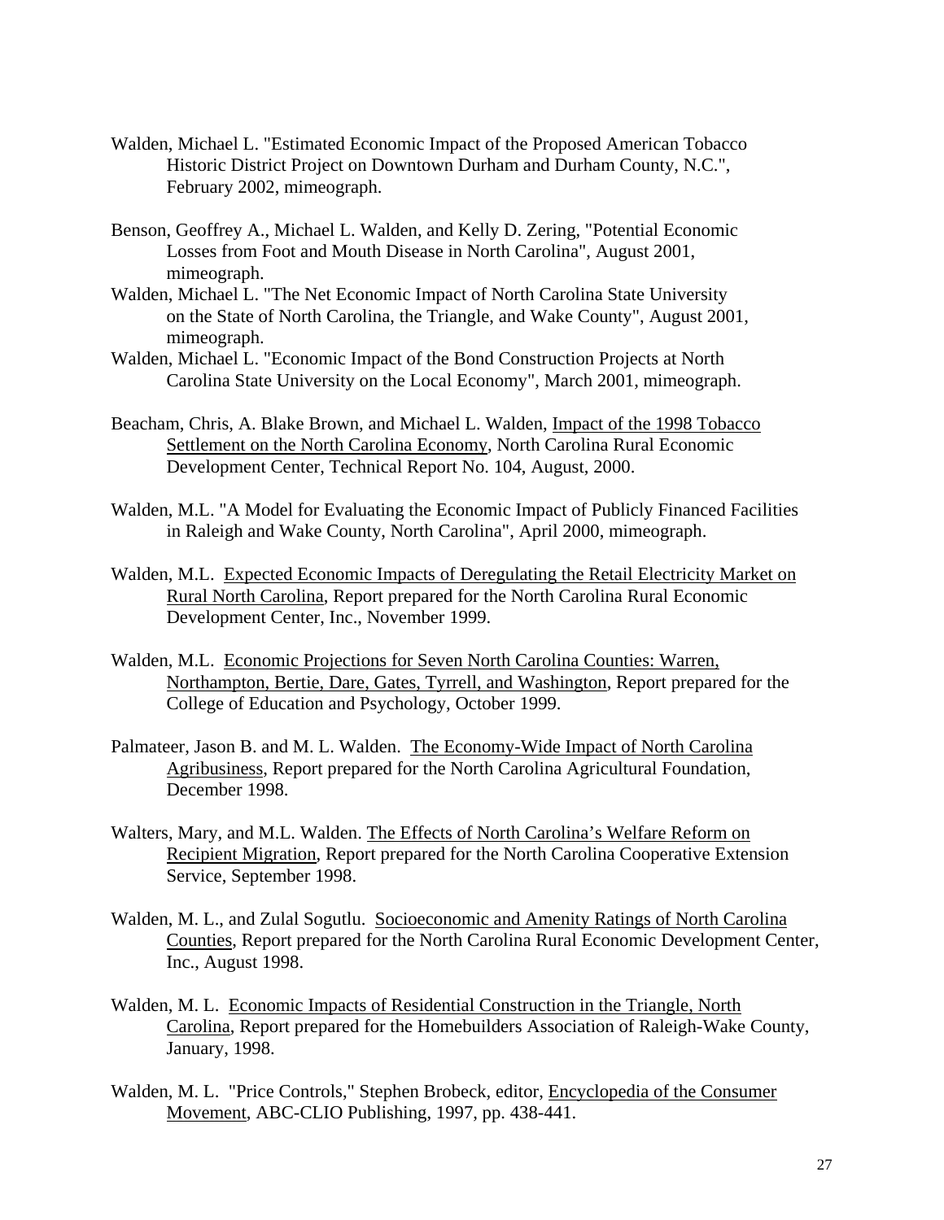Walden, Michael L. "Estimated Economic Impact of the Proposed American Tobacco Historic District Project on Downtown Durham and Durham County, N.C.", February 2002, mimeograph.

Benson, Geoffrey A., Michael L. Walden, and Kelly D. Zering, "Potential Economic Losses from Foot and Mouth Disease in North Carolina", August 2001, mimeograph.

Walden, Michael L. "The Net Economic Impact of North Carolina State University on the State of North Carolina, the Triangle, and Wake County", August 2001, mimeograph.

Walden, Michael L. "Economic Impact of the Bond Construction Projects at North Carolina State University on the Local Economy", March 2001, mimeograph.

Beacham, Chris, A. Blake Brown, and Michael L. Walden, Impact of the 1998 Tobacco Settlement on the North Carolina Economy, North Carolina Rural Economic Development Center, Technical Report No. 104, August, 2000.

Walden, M.L. "A Model for Evaluating the Economic Impact of Publicly Financed Facilities in Raleigh and Wake County, North Carolina", April 2000, mimeograph.

Walden, M.L. Expected Economic Impacts of Deregulating the Retail Electricity Market on Rural North Carolina, Report prepared for the North Carolina Rural Economic Development Center, Inc., November 1999.

Walden, M.L. Economic Projections for Seven North Carolina Counties: Warren, Northampton, Bertie, Dare, Gates, Tyrrell, and Washington, Report prepared for the College of Education and Psychology, October 1999.

Palmateer, Jason B. and M. L. Walden. The Economy-Wide Impact of North Carolina Agribusiness, Report prepared for the North Carolina Agricultural Foundation, December 1998.

Walters, Mary, and M.L. Walden. The Effects of North Carolina's Welfare Reform on Recipient Migration, Report prepared for the North Carolina Cooperative Extension Service, September 1998.

Walden, M. L., and Zulal Sogutlu. Socioeconomic and Amenity Ratings of North Carolina Counties, Report prepared for the North Carolina Rural Economic Development Center, Inc., August 1998.

Walden, M. L. Economic Impacts of Residential Construction in the Triangle, North Carolina, Report prepared for the Homebuilders Association of Raleigh-Wake County, January, 1998.

Walden, M. L. "Price Controls," Stephen Brobeck, editor, Encyclopedia of the Consumer Movement, ABC-CLIO Publishing, 1997, pp. 438-441.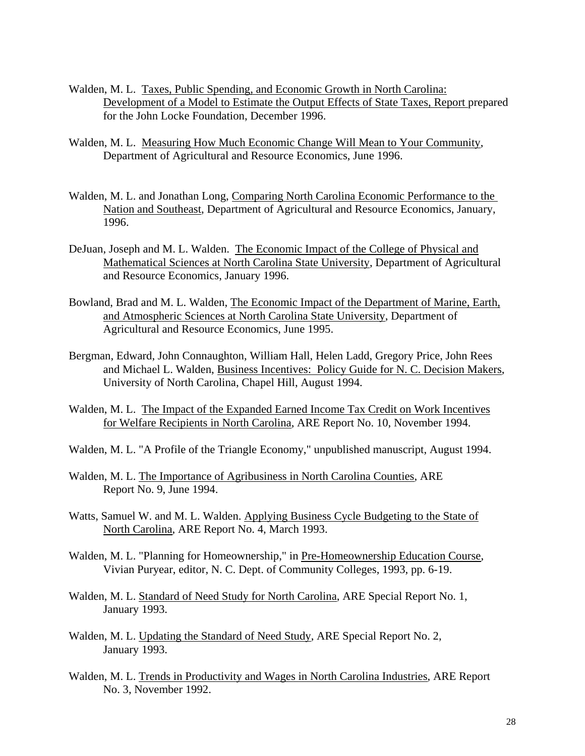Walden, M. L. Taxes, Public Spending, and Economic Growth in North Carolina: Development of a Model to Estimate the Output Effects of State Taxes, Report prepared for the John Locke Foundation, December 1996.

Walden, M. L. Measuring How Much Economic Change Will Mean to Your Community, Department of Agricultural and Resource Economics, June 1996.

Walden, M. L. and Jonathan Long, Comparing North Carolina Economic Performance to the Nation and Southeast, Department of Agricultural and Resource Economics, January, 1996.

DeJuan, Joseph and M. L. Walden. The Economic Impact of the College of Physical and Mathematical Sciences at North Carolina State University, Department of Agricultural and Resource Economics, January 1996.

Bowland, Brad and M. L. Walden, The Economic Impact of the Department of Marine, Earth, and Atmospheric Sciences at North Carolina State University, Department of Agricultural and Resource Economics, June 1995.

Bergman, Edward, John Connaughton, William Hall, Helen Ladd, Gregory Price, John Rees and Michael L. Walden, Business Incentives: Policy Guide for N. C. Decision Makers, University of North Carolina, Chapel Hill, August 1994.

Walden, M. L. The Impact of the Expanded Earned Income Tax Credit on Work Incentives for Welfare Recipients in North Carolina, ARE Report No. 10, November 1994.

Walden, M. L. "A Profile of the Triangle Economy," unpublished manuscript, August 1994.

Walden, M. L. The Importance of Agribusiness in North Carolina Counties, ARE Report No. 9, June 1994.

Watts, Samuel W. and M. L. Walden. Applying Business Cycle Budgeting to the State of North Carolina, ARE Report No. 4, March 1993.

Walden, M. L. "Planning for Homeownership," in Pre-Homeownership Education Course, Vivian Puryear, editor, N. C. Dept. of Community Colleges, 1993, pp. 6-19.

Walden, M. L. Standard of Need Study for North Carolina, ARE Special Report No. 1, January 1993.

Walden, M. L. Updating the Standard of Need Study, ARE Special Report No. 2, January 1993.

Walden, M. L. Trends in Productivity and Wages in North Carolina Industries, ARE Report No. 3, November 1992.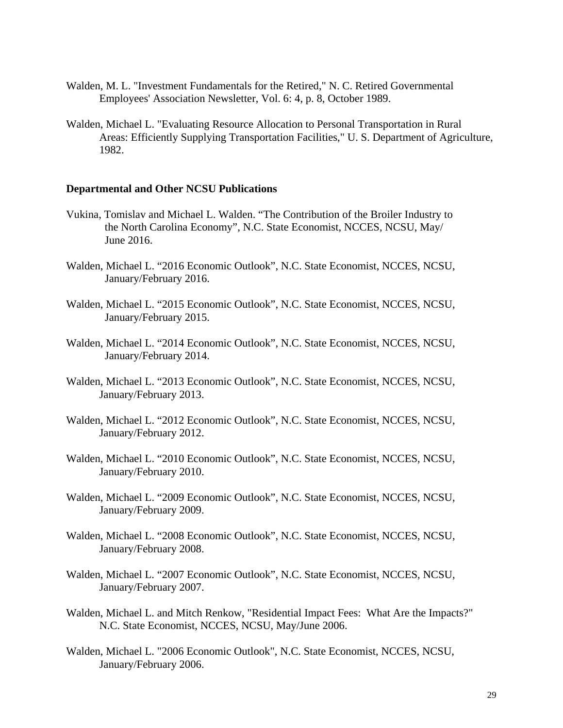Walden, M. L. "Investment Fundamentals for the Retired," N. C. Retired Governmental Employees' Association Newsletter, Vol. 6: 4, p. 8, October 1989.

Walden, Michael L. "Evaluating Resource Allocation to Personal Transportation in Rural Areas: Efficiently Supplying Transportation Facilities," U. S. Department of Agriculture, 1982.

**Departmental and Other NCSU Publications**

Vukina, Tomislav and Michael L. Walden. "The Contribution of the Broiler Industry to the North Carolina Economy", N.C. State Economist, NCCES, NCSU, May/ June 2016.

Walden, Michael L. "2016 Economic Outlook", N.C. State Economist, NCCES, NCSU, January/February 2016.

Walden, Michael L. "2015 Economic Outlook", N.C. State Economist, NCCES, NCSU, January/February 2015.

Walden, Michael L. "2014 Economic Outlook", N.C. State Economist, NCCES, NCSU, January/February 2014.

Walden, Michael L. "2013 Economic Outlook", N.C. State Economist, NCCES, NCSU, January/February 2013.

Walden, Michael L. "2012 Economic Outlook", N.C. State Economist, NCCES, NCSU, January/February 2012.

Walden, Michael L. "2010 Economic Outlook", N.C. State Economist, NCCES, NCSU, January/February 2010.

Walden, Michael L. "2009 Economic Outlook", N.C. State Economist, NCCES, NCSU, January/February 2009.

Walden, Michael L. "2008 Economic Outlook", N.C. State Economist, NCCES, NCSU, January/February 2008.

Walden, Michael L. "2007 Economic Outlook", N.C. State Economist, NCCES, NCSU, January/February 2007.

Walden, Michael L. and Mitch Renkow, "Residential Impact Fees: What Are the Impacts?" N.C. State Economist, NCCES, NCSU, May/June 2006.

Walden, Michael L. "2006 Economic Outlook", N.C. State Economist, NCCES, NCSU, January/February 2006.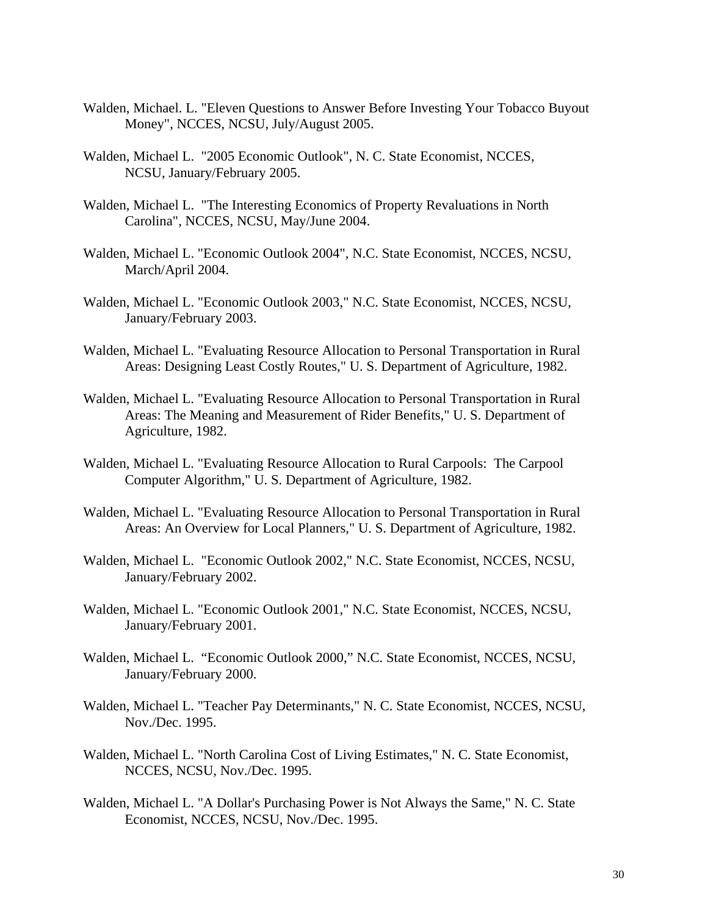Walden, Michael. L. "Eleven Questions to Answer Before Investing Your Tobacco Buyout Money", NCCES, NCSU, July/August 2005.

Walden, Michael L. "2005 Economic Outlook", N. C. State Economist, NCCES, NCSU, January/February 2005.

Walden, Michael L. "The Interesting Economics of Property Revaluations in North Carolina", NCCES, NCSU, May/June 2004.

Walden, Michael L. "Economic Outlook 2004", N.C. State Economist, NCCES, NCSU, March/April 2004.

Walden, Michael L. "Economic Outlook 2003," N.C. State Economist, NCCES, NCSU, January/February 2003.

Walden, Michael L. "Evaluating Resource Allocation to Personal Transportation in Rural Areas: Designing Least Costly Routes," U. S. Department of Agriculture, 1982.

Walden, Michael L. "Evaluating Resource Allocation to Personal Transportation in Rural Areas: The Meaning and Measurement of Rider Benefits," U. S. Department of Agriculture, 1982.

Walden, Michael L. "Evaluating Resource Allocation to Rural Carpools: The Carpool Computer Algorithm," U. S. Department of Agriculture, 1982.

Walden, Michael L. "Evaluating Resource Allocation to Personal Transportation in Rural Areas: An Overview for Local Planners," U. S. Department of Agriculture, 1982.

Walden, Michael L. "Economic Outlook 2002," N.C. State Economist, NCCES, NCSU, January/February 2002.

Walden, Michael L. "Economic Outlook 2001," N.C. State Economist, NCCES, NCSU, January/February 2001.

Walden, Michael L. "Economic Outlook 2000," N.C. State Economist, NCCES, NCSU, January/February 2000.

Walden, Michael L. "Teacher Pay Determinants," N. C. State Economist, NCCES, NCSU, Nov./Dec. 1995.

Walden, Michael L. "North Carolina Cost of Living Estimates," N. C. State Economist, NCCES, NCSU, Nov./Dec. 1995.

Walden, Michael L. "A Dollar's Purchasing Power is Not Always the Same," N. C. State Economist, NCCES, NCSU, Nov./Dec. 1995.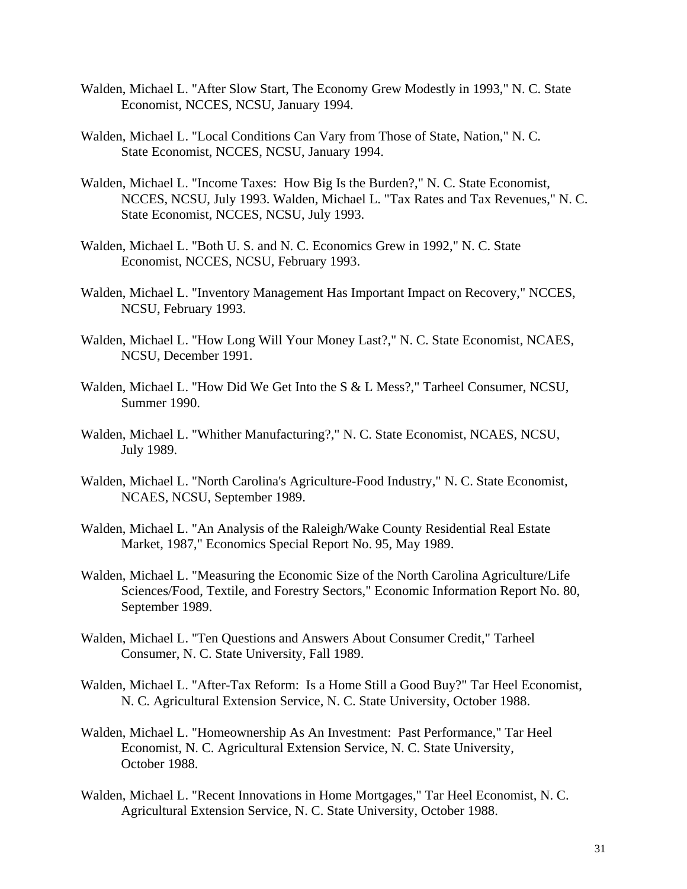Walden, Michael L. "After Slow Start, The Economy Grew Modestly in 1993," N. C. State Economist, NCCES, NCSU, January 1994.

Walden, Michael L. "Local Conditions Can Vary from Those of State, Nation," N. C. State Economist, NCCES, NCSU, January 1994.

Walden, Michael L. "Income Taxes: How Big Is the Burden?," N. C. State Economist, NCCES, NCSU, July 1993. Walden, Michael L. "Tax Rates and Tax Revenues," N. C. State Economist, NCCES, NCSU, July 1993.

Walden, Michael L. "Both U. S. and N. C. Economics Grew in 1992," N. C. State Economist, NCCES, NCSU, February 1993.

Walden, Michael L. "Inventory Management Has Important Impact on Recovery," NCCES, NCSU, February 1993.

Walden, Michael L. "How Long Will Your Money Last?," N. C. State Economist, NCAES, NCSU, December 1991.

Walden, Michael L. "How Did We Get Into the S & L Mess?," Tarheel Consumer, NCSU, Summer 1990.

Walden, Michael L. "Whither Manufacturing?," N. C. State Economist, NCAES, NCSU, July 1989.

Walden, Michael L. "North Carolina's Agriculture-Food Industry," N. C. State Economist, NCAES, NCSU, September 1989.

Walden, Michael L. "An Analysis of the Raleigh/Wake County Residential Real Estate Market, 1987," Economics Special Report No. 95, May 1989.

Walden, Michael L. "Measuring the Economic Size of the North Carolina Agriculture/Life Sciences/Food, Textile, and Forestry Sectors," Economic Information Report No. 80, September 1989.

Walden, Michael L. "Ten Questions and Answers About Consumer Credit," Tarheel Consumer, N. C. State University, Fall 1989.

Walden, Michael L. "After-Tax Reform: Is a Home Still a Good Buy?" Tar Heel Economist, N. C. Agricultural Extension Service, N. C. State University, October 1988.

Walden, Michael L. "Homeownership As An Investment: Past Performance," Tar Heel Economist, N. C. Agricultural Extension Service, N. C. State University, October 1988.

Walden, Michael L. "Recent Innovations in Home Mortgages," Tar Heel Economist, N. C. Agricultural Extension Service, N. C. State University, October 1988.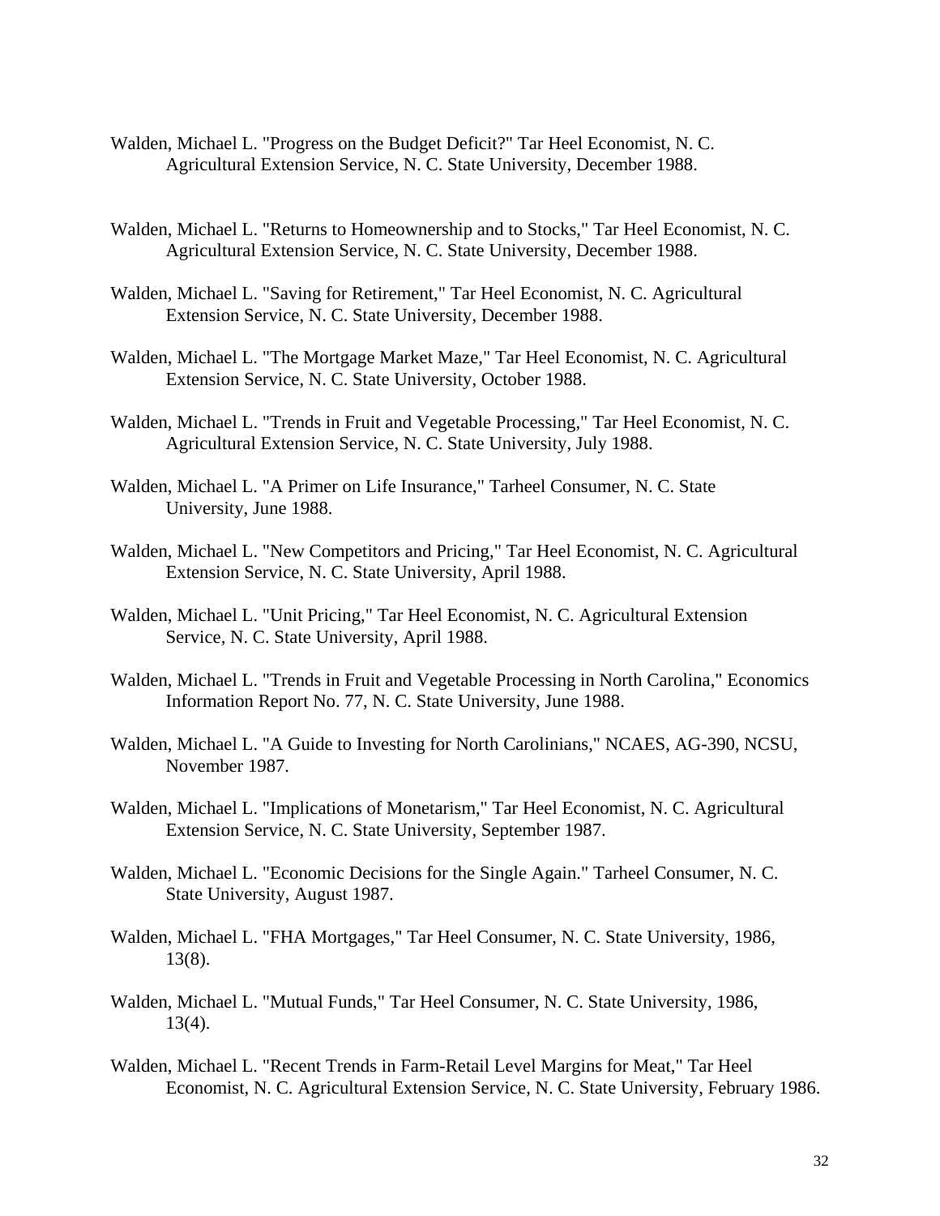Walden, Michael L. "Progress on the Budget Deficit?" Tar Heel Economist, N. C. Agricultural Extension Service, N. C. State University, December 1988.

Walden, Michael L. "Returns to Homeownership and to Stocks," Tar Heel Economist, N. C. Agricultural Extension Service, N. C. State University, December 1988.

Walden, Michael L. "Saving for Retirement," Tar Heel Economist, N. C. Agricultural Extension Service, N. C. State University, December 1988.

Walden, Michael L. "The Mortgage Market Maze," Tar Heel Economist, N. C. Agricultural Extension Service, N. C. State University, October 1988.

Walden, Michael L. "Trends in Fruit and Vegetable Processing," Tar Heel Economist, N. C. Agricultural Extension Service, N. C. State University, July 1988.

Walden, Michael L. "A Primer on Life Insurance," Tarheel Consumer, N. C. State University, June 1988.

Walden, Michael L. "New Competitors and Pricing," Tar Heel Economist, N. C. Agricultural Extension Service, N. C. State University, April 1988.

Walden, Michael L. "Unit Pricing," Tar Heel Economist, N. C. Agricultural Extension Service, N. C. State University, April 1988.

Walden, Michael L. "Trends in Fruit and Vegetable Processing in North Carolina," Economics Information Report No. 77, N. C. State University, June 1988.

Walden, Michael L. "A Guide to Investing for North Carolinians," NCAES, AG-390, NCSU, November 1987.

Walden, Michael L. "Implications of Monetarism," Tar Heel Economist, N. C. Agricultural Extension Service, N. C. State University, September 1987.

Walden, Michael L. "Economic Decisions for the Single Again." Tarheel Consumer, N. C. State University, August 1987.

Walden, Michael L. "FHA Mortgages," Tar Heel Consumer, N. C. State University, 1986, 13(8).

Walden, Michael L. "Mutual Funds," Tar Heel Consumer, N. C. State University, 1986, 13(4).

Walden, Michael L. "Recent Trends in Farm-Retail Level Margins for Meat," Tar Heel Economist, N. C. Agricultural Extension Service, N. C. State University, February 1986.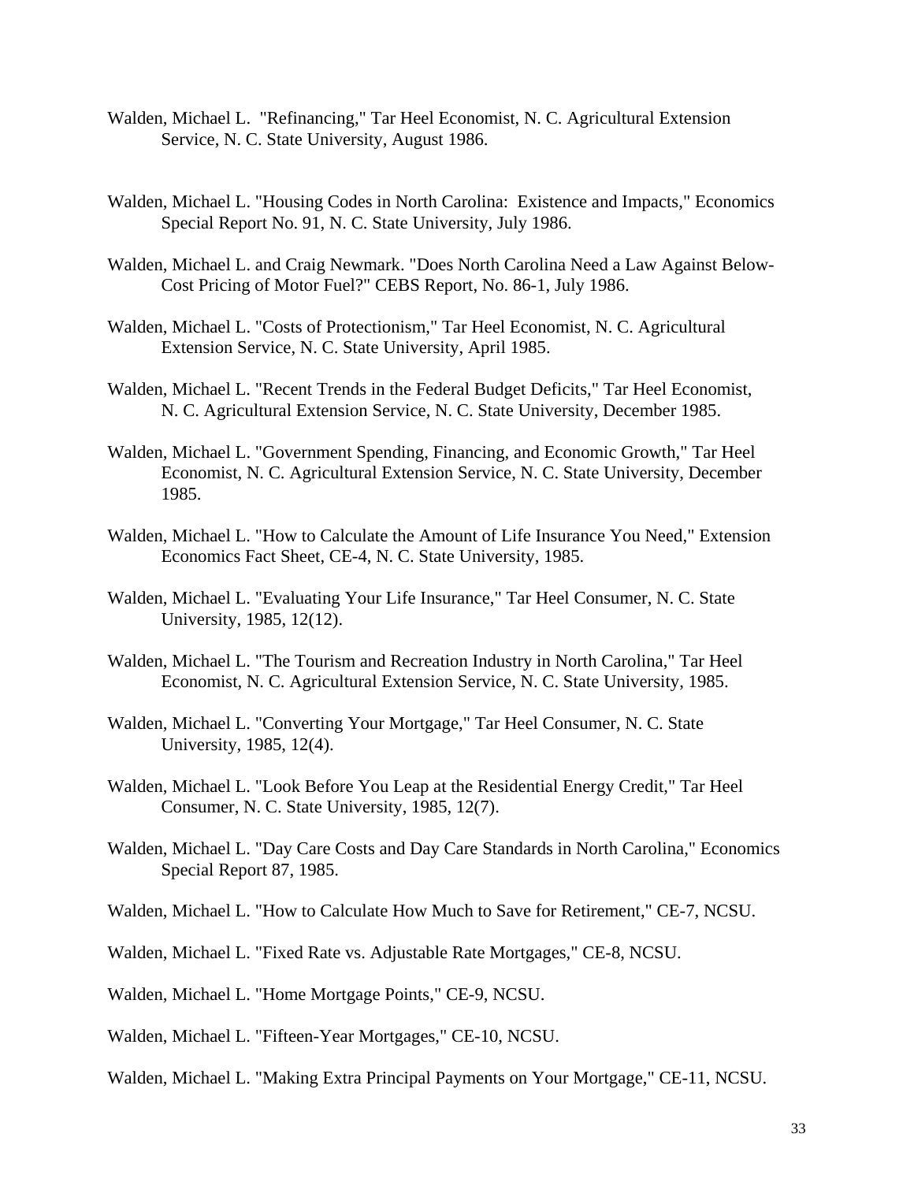Walden, Michael L. "Refinancing," Tar Heel Economist, N. C. Agricultural Extension Service, N. C. State University, August 1986.

Walden, Michael L. "Housing Codes in North Carolina: Existence and Impacts," Economics Special Report No. 91, N. C. State University, July 1986.

Walden, Michael L. and Craig Newmark. "Does North Carolina Need a Law Against Below-Cost Pricing of Motor Fuel?" CEBS Report, No. 86-1, July 1986.

Walden, Michael L. "Costs of Protectionism," Tar Heel Economist, N. C. Agricultural Extension Service, N. C. State University, April 1985.

Walden, Michael L. "Recent Trends in the Federal Budget Deficits," Tar Heel Economist, N. C. Agricultural Extension Service, N. C. State University, December 1985.

Walden, Michael L. "Government Spending, Financing, and Economic Growth," Tar Heel Economist, N. C. Agricultural Extension Service, N. C. State University, December 1985.

Walden, Michael L. "How to Calculate the Amount of Life Insurance You Need," Extension Economics Fact Sheet, CE-4, N. C. State University, 1985.

Walden, Michael L. "Evaluating Your Life Insurance," Tar Heel Consumer, N. C. State University, 1985, 12(12).

Walden, Michael L. "The Tourism and Recreation Industry in North Carolina," Tar Heel Economist, N. C. Agricultural Extension Service, N. C. State University, 1985.

Walden, Michael L. "Converting Your Mortgage," Tar Heel Consumer, N. C. State University, 1985, 12(4).

Walden, Michael L. "Look Before You Leap at the Residential Energy Credit," Tar Heel Consumer, N. C. State University, 1985, 12(7).

Walden, Michael L. "Day Care Costs and Day Care Standards in North Carolina," Economics Special Report 87, 1985.

Walden, Michael L. "How to Calculate How Much to Save for Retirement," CE-7, NCSU.

Walden, Michael L. "Fixed Rate vs. Adjustable Rate Mortgages," CE-8, NCSU.

Walden, Michael L. "Home Mortgage Points," CE-9, NCSU.

Walden, Michael L. "Fifteen-Year Mortgages," CE-10, NCSU.

Walden, Michael L. "Making Extra Principal Payments on Your Mortgage," CE-11, NCSU.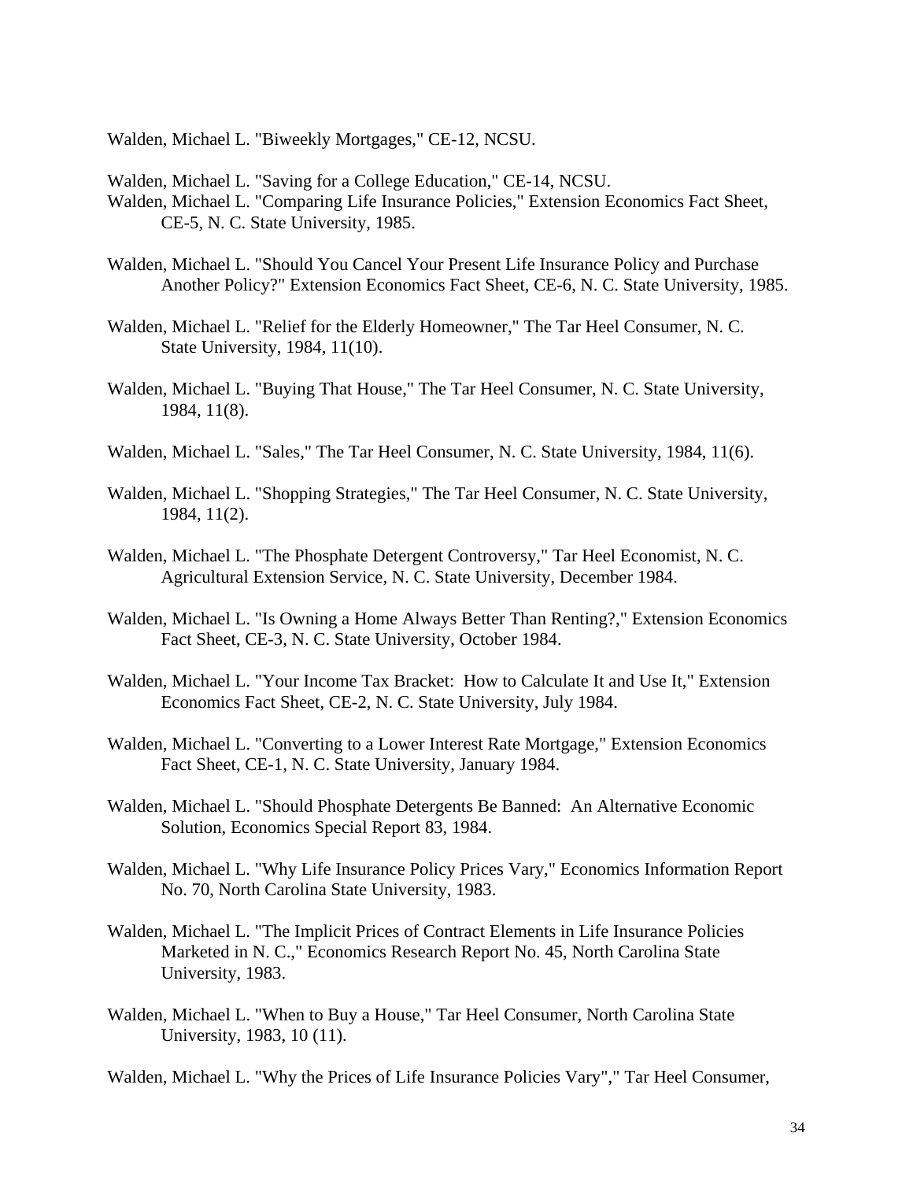Walden, Michael L. "Biweekly Mortgages," CE-12, NCSU.

Walden, Michael L. "Saving for a College Education," CE-14, NCSU.

Walden, Michael L. "Comparing Life Insurance Policies," Extension Economics Fact Sheet, CE-5, N. C. State University, 1985.

Walden, Michael L. "Should You Cancel Your Present Life Insurance Policy and Purchase Another Policy?" Extension Economics Fact Sheet, CE-6, N. C. State University, 1985.

Walden, Michael L. "Relief for the Elderly Homeowner," The Tar Heel Consumer, N. C. State University, 1984, 11(10).

Walden, Michael L. "Buying That House," The Tar Heel Consumer, N. C. State University, 1984, 11(8).

Walden, Michael L. "Sales," The Tar Heel Consumer, N. C. State University, 1984, 11(6).

Walden, Michael L. "Shopping Strategies," The Tar Heel Consumer, N. C. State University, 1984, 11(2).

Walden, Michael L. "The Phosphate Detergent Controversy," Tar Heel Economist, N. C. Agricultural Extension Service, N. C. State University, December 1984.

Walden, Michael L. "Is Owning a Home Always Better Than Renting?," Extension Economics Fact Sheet, CE-3, N. C. State University, October 1984.

Walden, Michael L. "Your Income Tax Bracket: How to Calculate It and Use It," Extension Economics Fact Sheet, CE-2, N. C. State University, July 1984.

Walden, Michael L. "Converting to a Lower Interest Rate Mortgage," Extension Economics Fact Sheet, CE-1, N. C. State University, January 1984.

Walden, Michael L. "Should Phosphate Detergents Be Banned: An Alternative Economic Solution, Economics Special Report 83, 1984.

Walden, Michael L. "Why Life Insurance Policy Prices Vary," Economics Information Report No. 70, North Carolina State University, 1983.

Walden, Michael L. "The Implicit Prices of Contract Elements in Life Insurance Policies Marketed in N. C.," Economics Research Report No. 45, North Carolina State University, 1983.

Walden, Michael L. "When to Buy a House," Tar Heel Consumer, North Carolina State University, 1983, 10 (11).

Walden, Michael L. "Why the Prices of Life Insurance Policies Vary"," Tar Heel Consumer,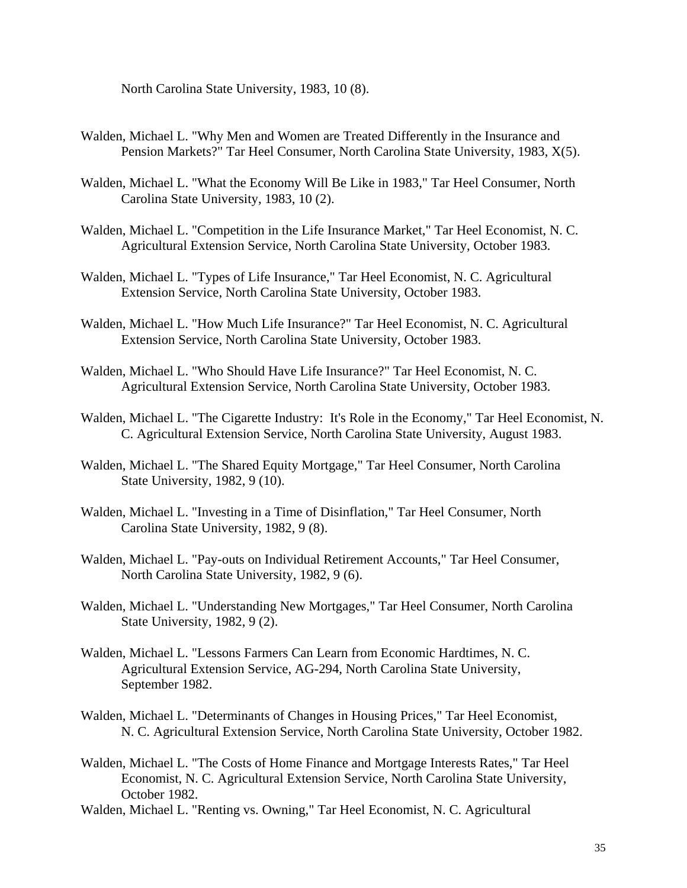North Carolina State University, 1983, 10 (8).

Walden, Michael L. "Why Men and Women are Treated Differently in the Insurance and Pension Markets?" Tar Heel Consumer, North Carolina State University, 1983, X(5).

Walden, Michael L. "What the Economy Will Be Like in 1983," Tar Heel Consumer, North Carolina State University, 1983, 10 (2).

Walden, Michael L. "Competition in the Life Insurance Market," Tar Heel Economist, N. C. Agricultural Extension Service, North Carolina State University, October 1983.

Walden, Michael L. "Types of Life Insurance," Tar Heel Economist, N. C. Agricultural Extension Service, North Carolina State University, October 1983.

Walden, Michael L. "How Much Life Insurance?" Tar Heel Economist, N. C. Agricultural Extension Service, North Carolina State University, October 1983.

Walden, Michael L. "Who Should Have Life Insurance?" Tar Heel Economist, N. C. Agricultural Extension Service, North Carolina State University, October 1983.

Walden, Michael L. "The Cigarette Industry: It's Role in the Economy," Tar Heel Economist, N. C. Agricultural Extension Service, North Carolina State University, August 1983.

Walden, Michael L. "The Shared Equity Mortgage," Tar Heel Consumer, North Carolina State University, 1982, 9 (10).

Walden, Michael L. "Investing in a Time of Disinflation," Tar Heel Consumer, North Carolina State University, 1982, 9 (8).

Walden, Michael L. "Pay-outs on Individual Retirement Accounts," Tar Heel Consumer, North Carolina State University, 1982, 9 (6).

Walden, Michael L. "Understanding New Mortgages," Tar Heel Consumer, North Carolina State University, 1982, 9 (2).

Walden, Michael L. "Lessons Farmers Can Learn from Economic Hardtimes, N. C. Agricultural Extension Service, AG-294, North Carolina State University, September 1982.

Walden, Michael L. "Determinants of Changes in Housing Prices," Tar Heel Economist, N. C. Agricultural Extension Service, North Carolina State University, October 1982.

Walden, Michael L. "The Costs of Home Finance and Mortgage Interests Rates," Tar Heel Economist, N. C. Agricultural Extension Service, North Carolina State University, October 1982.

Walden, Michael L. "Renting vs. Owning," Tar Heel Economist, N. C. Agricultural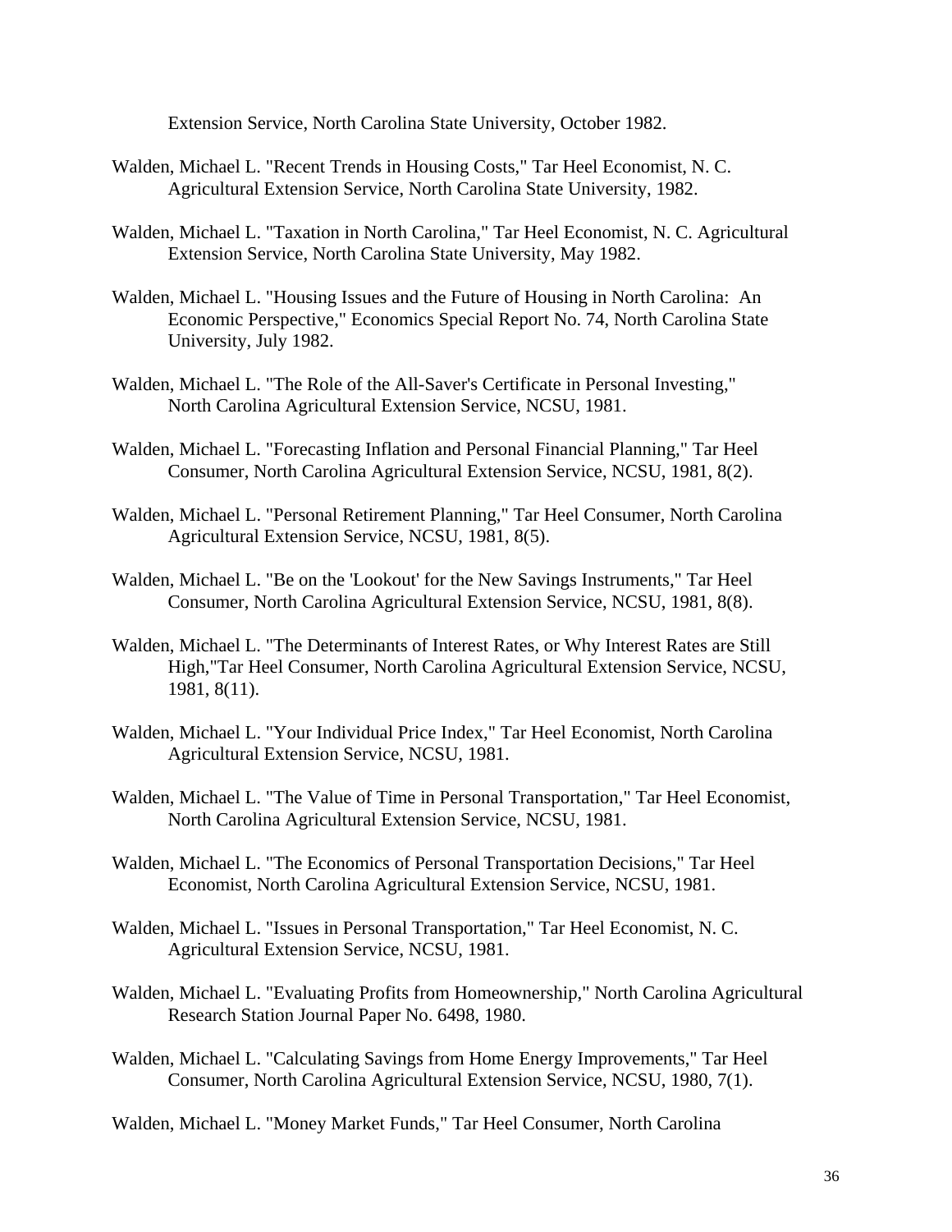Extension Service, North Carolina State University, October 1982.

Walden, Michael L. "Recent Trends in Housing Costs," Tar Heel Economist, N. C. Agricultural Extension Service, North Carolina State University, 1982.

Walden, Michael L. "Taxation in North Carolina," Tar Heel Economist, N. C. Agricultural Extension Service, North Carolina State University, May 1982.

Walden, Michael L. "Housing Issues and the Future of Housing in North Carolina: An Economic Perspective," Economics Special Report No. 74, North Carolina State University, July 1982.

Walden, Michael L. "The Role of the All-Saver's Certificate in Personal Investing," North Carolina Agricultural Extension Service, NCSU, 1981.

Walden, Michael L. "Forecasting Inflation and Personal Financial Planning," Tar Heel Consumer, North Carolina Agricultural Extension Service, NCSU, 1981, 8(2).

Walden, Michael L. "Personal Retirement Planning," Tar Heel Consumer, North Carolina Agricultural Extension Service, NCSU, 1981, 8(5).

Walden, Michael L. "Be on the 'Lookout' for the New Savings Instruments," Tar Heel Consumer, North Carolina Agricultural Extension Service, NCSU, 1981, 8(8).

Walden, Michael L. "The Determinants of Interest Rates, or Why Interest Rates are Still High,"Tar Heel Consumer, North Carolina Agricultural Extension Service, NCSU, 1981, 8(11).

Walden, Michael L. "Your Individual Price Index," Tar Heel Economist, North Carolina Agricultural Extension Service, NCSU, 1981.

Walden, Michael L. "The Value of Time in Personal Transportation," Tar Heel Economist, North Carolina Agricultural Extension Service, NCSU, 1981.

Walden, Michael L. "The Economics of Personal Transportation Decisions," Tar Heel Economist, North Carolina Agricultural Extension Service, NCSU, 1981.

Walden, Michael L. "Issues in Personal Transportation," Tar Heel Economist, N. C. Agricultural Extension Service, NCSU, 1981.

Walden, Michael L. "Evaluating Profits from Homeownership," North Carolina Agricultural Research Station Journal Paper No. 6498, 1980.

Walden, Michael L. "Calculating Savings from Home Energy Improvements," Tar Heel Consumer, North Carolina Agricultural Extension Service, NCSU, 1980, 7(1).

Walden, Michael L. "Money Market Funds," Tar Heel Consumer, North Carolina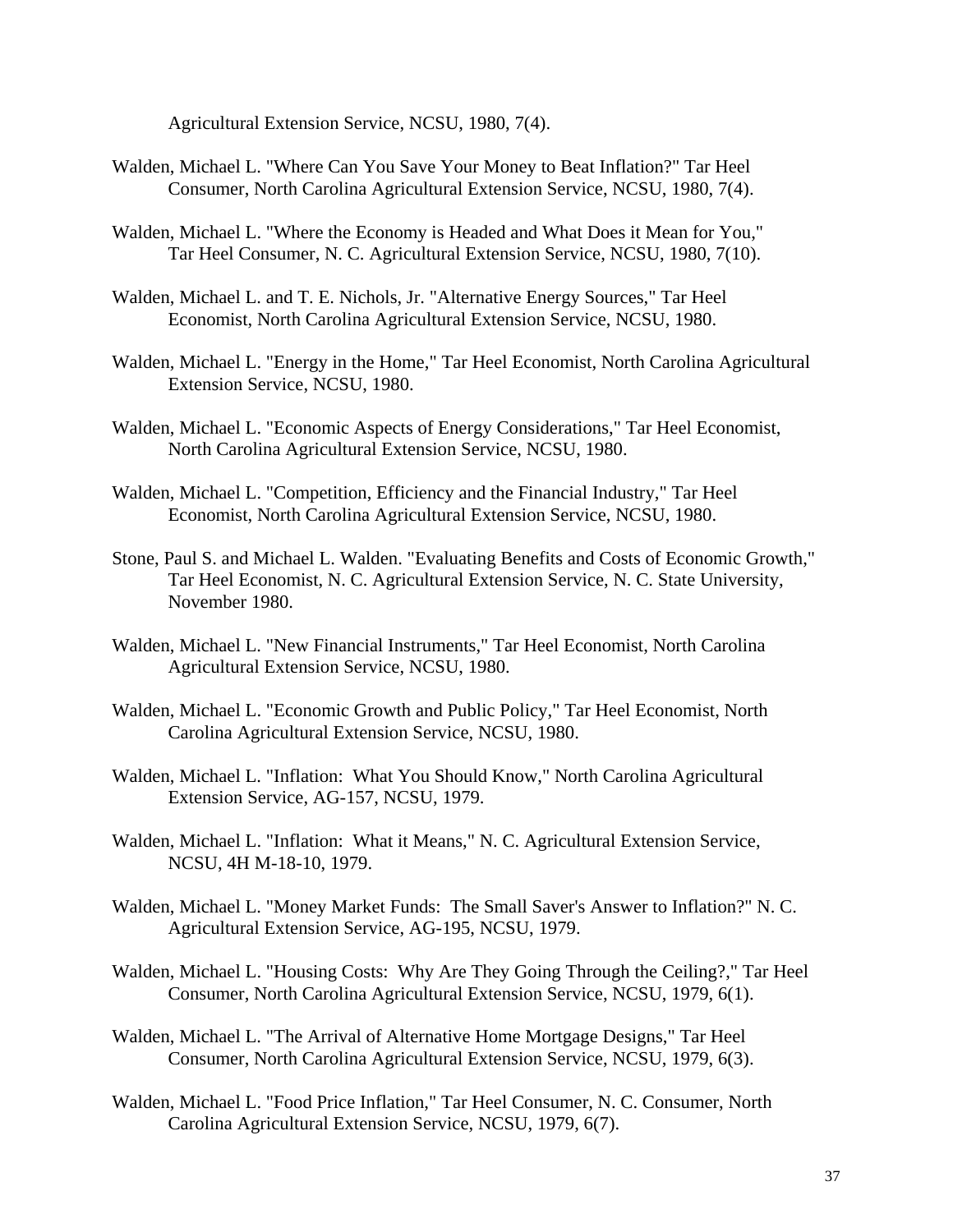Agricultural Extension Service, NCSU, 1980, 7(4).

Walden, Michael L. "Where Can You Save Your Money to Beat Inflation?" Tar Heel Consumer, North Carolina Agricultural Extension Service, NCSU, 1980, 7(4).

Walden, Michael L. "Where the Economy is Headed and What Does it Mean for You," Tar Heel Consumer, N. C. Agricultural Extension Service, NCSU, 1980, 7(10).

Walden, Michael L. and T. E. Nichols, Jr. "Alternative Energy Sources," Tar Heel Economist, North Carolina Agricultural Extension Service, NCSU, 1980.

Walden, Michael L. "Energy in the Home," Tar Heel Economist, North Carolina Agricultural Extension Service, NCSU, 1980.

Walden, Michael L. "Economic Aspects of Energy Considerations," Tar Heel Economist, North Carolina Agricultural Extension Service, NCSU, 1980.

Walden, Michael L. "Competition, Efficiency and the Financial Industry," Tar Heel Economist, North Carolina Agricultural Extension Service, NCSU, 1980.

Stone, Paul S. and Michael L. Walden. "Evaluating Benefits and Costs of Economic Growth," Tar Heel Economist, N. C. Agricultural Extension Service, N. C. State University, November 1980.

Walden, Michael L. "New Financial Instruments," Tar Heel Economist, North Carolina Agricultural Extension Service, NCSU, 1980.

Walden, Michael L. "Economic Growth and Public Policy," Tar Heel Economist, North Carolina Agricultural Extension Service, NCSU, 1980.

Walden, Michael L. "Inflation: What You Should Know," North Carolina Agricultural Extension Service, AG-157, NCSU, 1979.

Walden, Michael L. "Inflation: What it Means," N. C. Agricultural Extension Service, NCSU, 4H M-18-10, 1979.

Walden, Michael L. "Money Market Funds: The Small Saver's Answer to Inflation?" N. C. Agricultural Extension Service, AG-195, NCSU, 1979.

Walden, Michael L. "Housing Costs: Why Are They Going Through the Ceiling?," Tar Heel Consumer, North Carolina Agricultural Extension Service, NCSU, 1979, 6(1).

Walden, Michael L. "The Arrival of Alternative Home Mortgage Designs," Tar Heel Consumer, North Carolina Agricultural Extension Service, NCSU, 1979, 6(3).

Walden, Michael L. "Food Price Inflation," Tar Heel Consumer, N. C. Consumer, North Carolina Agricultural Extension Service, NCSU, 1979, 6(7).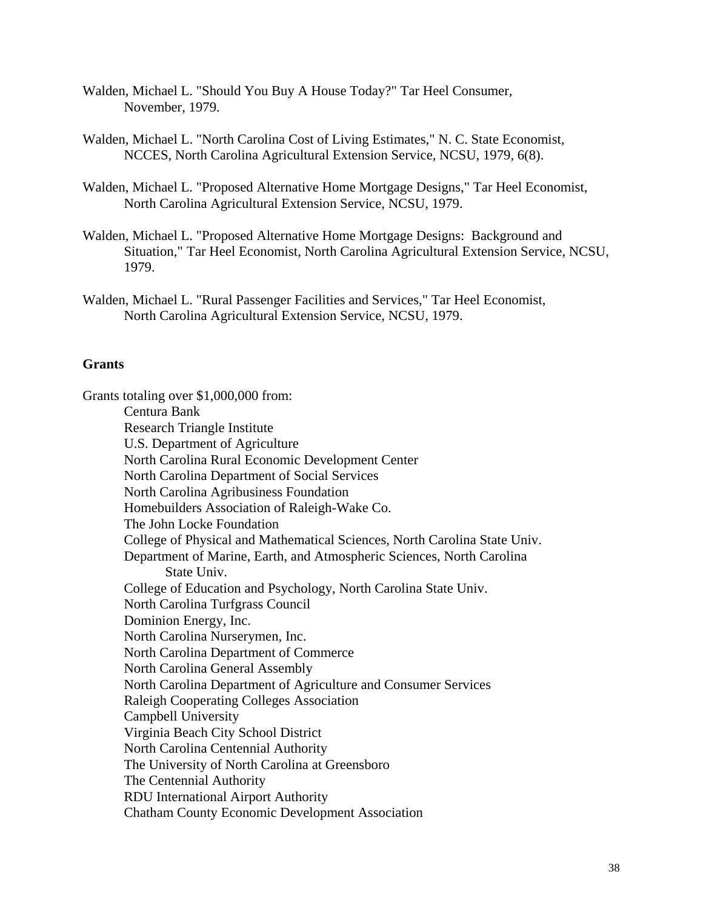Walden, Michael L. "Should You Buy A House Today?" Tar Heel Consumer, November, 1979.

Walden, Michael L. "North Carolina Cost of Living Estimates," N. C. State Economist, NCCES, North Carolina Agricultural Extension Service, NCSU, 1979, 6(8).

Walden, Michael L. "Proposed Alternative Home Mortgage Designs," Tar Heel Economist, North Carolina Agricultural Extension Service, NCSU, 1979.

Walden, Michael L. "Proposed Alternative Home Mortgage Designs: Background and Situation," Tar Heel Economist, North Carolina Agricultural Extension Service, NCSU, 1979.

Walden, Michael L. "Rural Passenger Facilities and Services," Tar Heel Economist, North Carolina Agricultural Extension Service, NCSU, 1979.

## Grants

Grants totaling over $1,000,000 from:

- Centura Bank
- Research Triangle Institute
- U.S. Department of Agriculture
- North Carolina Rural Economic Development Center
- North Carolina Department of Social Services
- North Carolina Agribusiness Foundation
- Homebuilders Association of Raleigh-Wake Co.
- The John Locke Foundation
- College of Physical and Mathematical Sciences, North Carolina State Univ.
- Department of Marine, Earth, and Atmospheric Sciences, North Carolina State Univ.
- College of Education and Psychology, North Carolina State Univ.
- North Carolina Turfgrass Council
- Dominion Energy, Inc.
- North Carolina Nurserymen, Inc.
- North Carolina Department of Commerce
- North Carolina General Assembly
- North Carolina Department of Agriculture and Consumer Services
- Raleigh Cooperating Colleges Association
- Campbell University
- Virginia Beach City School District
- North Carolina Centennial Authority
- The University of North Carolina at Greensboro
- The Centennial Authority
- RDU International Airport Authority
- Chatham County Economic Development Association